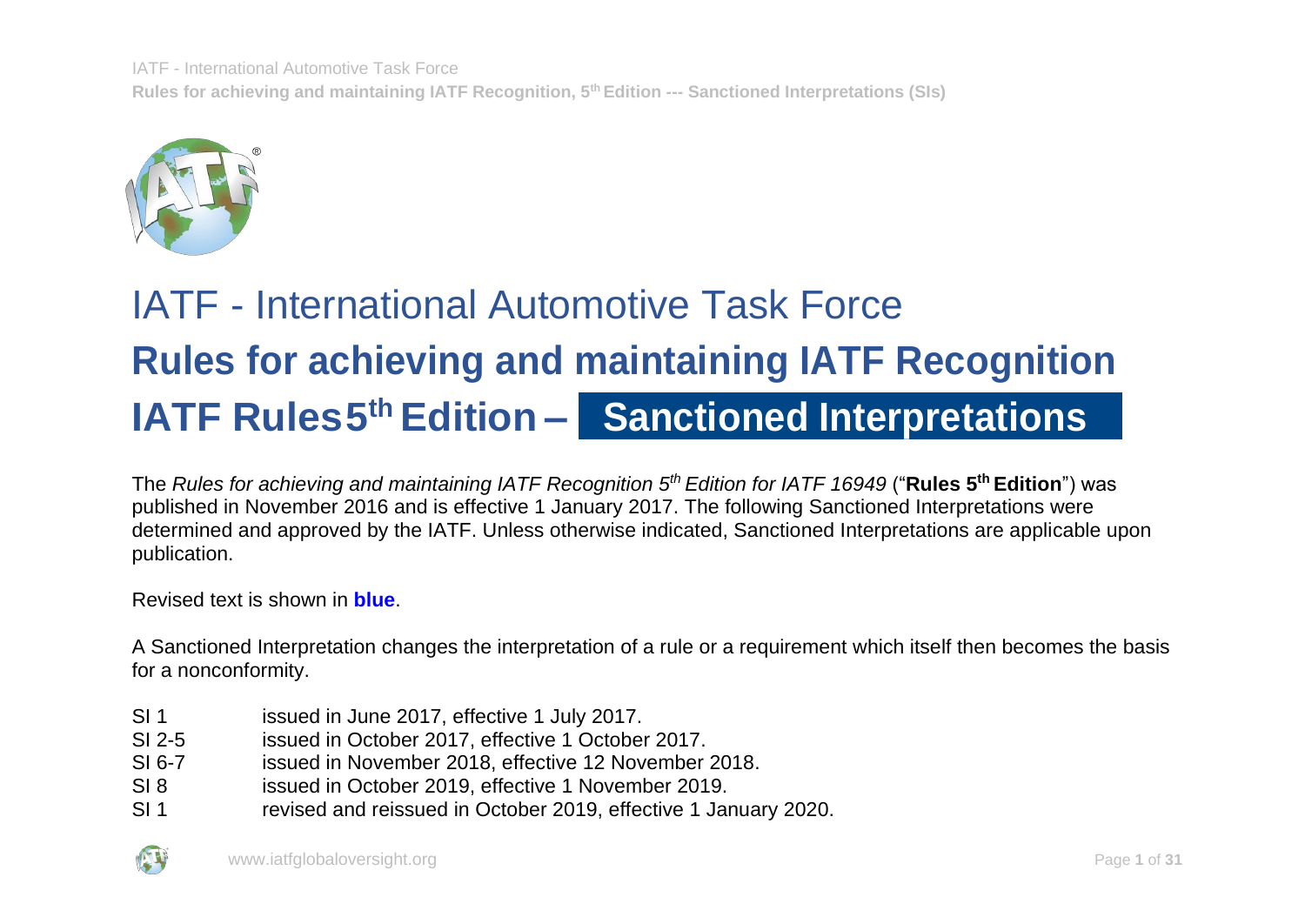# IATF - International Automotive Task Force

# Rules for achieving and maintaining IATF Recognition

# IATF Rules 5th Edition – Sanctioned Interpretations

The *Rules for achieving and maintaining IATF Recognition 5th Edition for IATF 16949* ("**Rules 5th Edition**") was published in November 2016 and is effective 1 January 2017. The following Sanctioned Interpretations were determined and approved by the IATF. Unless otherwise indicated, Sanctioned Interpretations are applicable upon publication.

Revised text is shown in **blue**.

A Sanctioned Interpretation changes the interpretation of a rule or a requirement which itself then becomes the basis for a nonconformity.

| | |
|---|---|
| SI 1 | issued in June 2017, effective 1 July 2017. |
| SI 2-5 | issued in October 2017, effective 1 October 2017. |
| SI 6-7 | issued in November 2018, effective 12 November 2018. |
| SI 8 | issued in October 2019, effective 1 November 2019. |
| SI 1 | revised and reissued in October 2019, effective 1 January 2020. |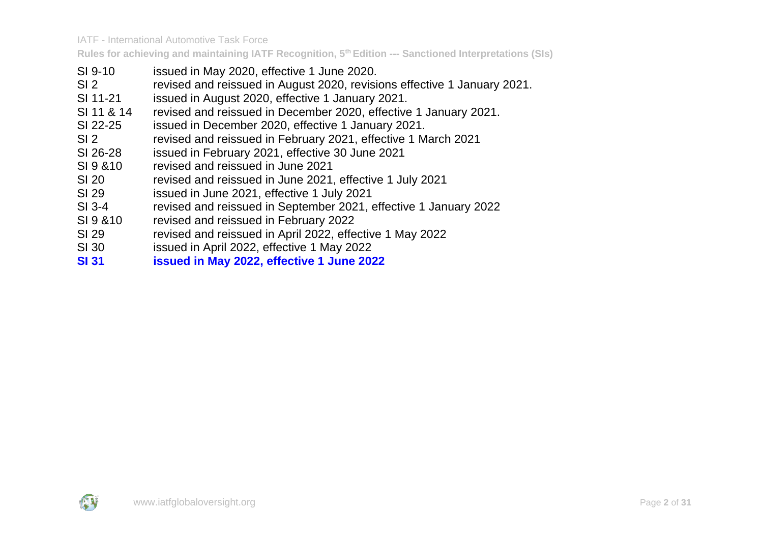| | |
|---|---|
| SI 9-10 | issued in May 2020, effective 1 June 2020. |
| SI 2 | revised and reissued in August 2020, revisions effective 1 January 2021. |
| SI 11-21 | issued in August 2020, effective 1 January 2021. |
| SI 11 & 14 | revised and reissued in December 2020, effective 1 January 2021. |
| SI 22-25 | issued in December 2020, effective 1 January 2021. |
| SI 2 | revised and reissued in February 2021, effective 1 March 2021 |
| SI 26-28 | issued in February 2021, effective 30 June 2021 |
| SI 9 &10 | revised and reissued in June 2021 |
| SI 20 | revised and reissued in June 2021, effective 1 July 2021 |
| SI 29 | issued in June 2021, effective 1 July 2021 |
| SI 3-4 | revised and reissued in September 2021, effective 1 January 2022 |
| SI 9 &10 | revised and reissued in February 2022 |
| SI 29 | revised and reissued in April 2022, effective 1 May 2022 |
| SI 30 | issued in April 2022, effective 1 May 2022 |
| **SI 31** | **issued in May 2022, effective 1 June 2022** |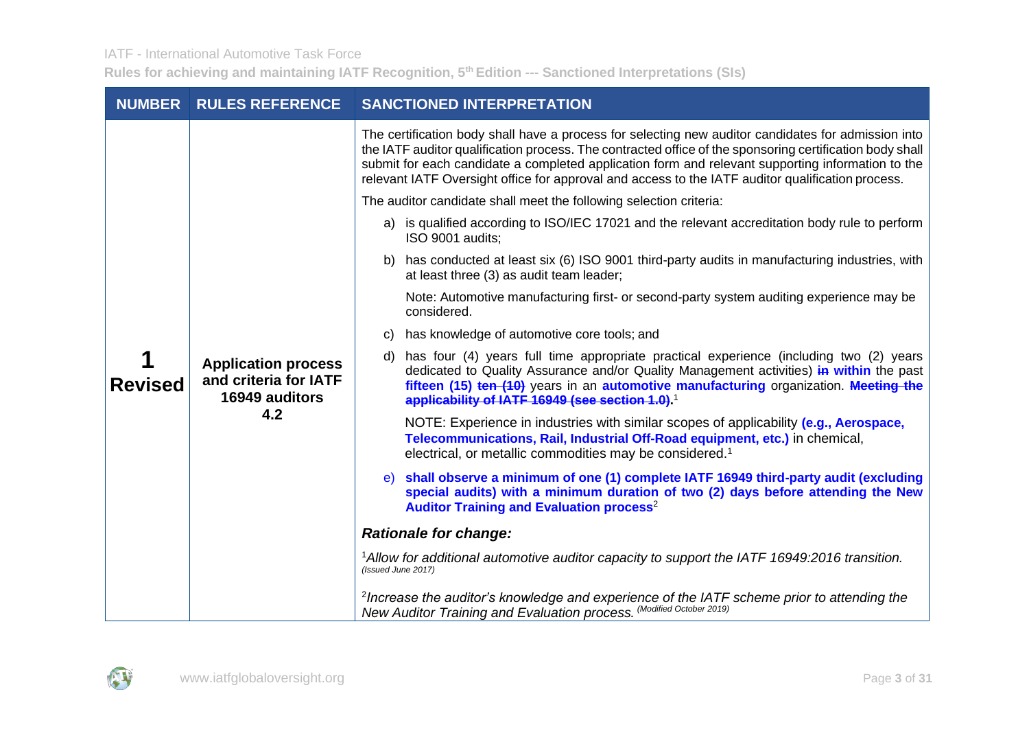| NUMBER | RULES REFERENCE | SANCTIONED INTERPRETATION |
|---|---|---|
| **1 Revised** | **Application process and criteria for IATF 16949 auditors 4.2** | The certification body shall have a process for selecting new auditor candidates for admission into the IATF auditor qualification process. The contracted office of the sponsoring certification body shall submit for each candidate a completed application form and relevant supporting information to the relevant IATF Oversight office for approval and access to the IATF auditor qualification process.<br><br>The auditor candidate shall meet the following selection criteria:<br><br>a) is qualified according to ISO/IEC 17021 and the relevant accreditation body rule to perform ISO 9001 audits;<br><br>b) has conducted at least six (6) ISO 9001 third-party audits in manufacturing industries, with at least three (3) as audit team leader;<br><br>Note: Automotive manufacturing first- or second-party system auditing experience may be considered.<br><br>c) has knowledge of automotive core tools; and<br><br>d) has four (4) years full time appropriate practical experience (including two (2) years dedicated to Quality Assurance and/or Quality Management activities) ~~in~~ **within** the past **fifteen (15)** ~~ten (10)~~ years in an **automotive manufacturing** organization. ~~**Meeting the applicability of IATF 16949 (see section 1.0)**~~.[1]<br><br>NOTE: Experience in industries with similar scopes of applicability **(e.g., Aerospace, Telecommunications, Rail, Industrial Off-Road equipment, etc.)** in chemical, electrical, or metallic commodities may be considered.[1]<br><br>e) **shall observe a minimum of one (1) complete IATF 16949 third-party audit (excluding special audits) with a minimum duration of two (2) days before attending the New Auditor Training and Evaluation process**[2]<br><br>***Rationale for change:***<br><br>[1]*Allow for additional automotive auditor capacity to support the IATF 16949:2016 transition.* *(Issued June 2017)*<br><br>[2]*Increase the auditor's knowledge and experience of the IATF scheme prior to attending the New Auditor Training and Evaluation process.* *(Modified October 2019)* |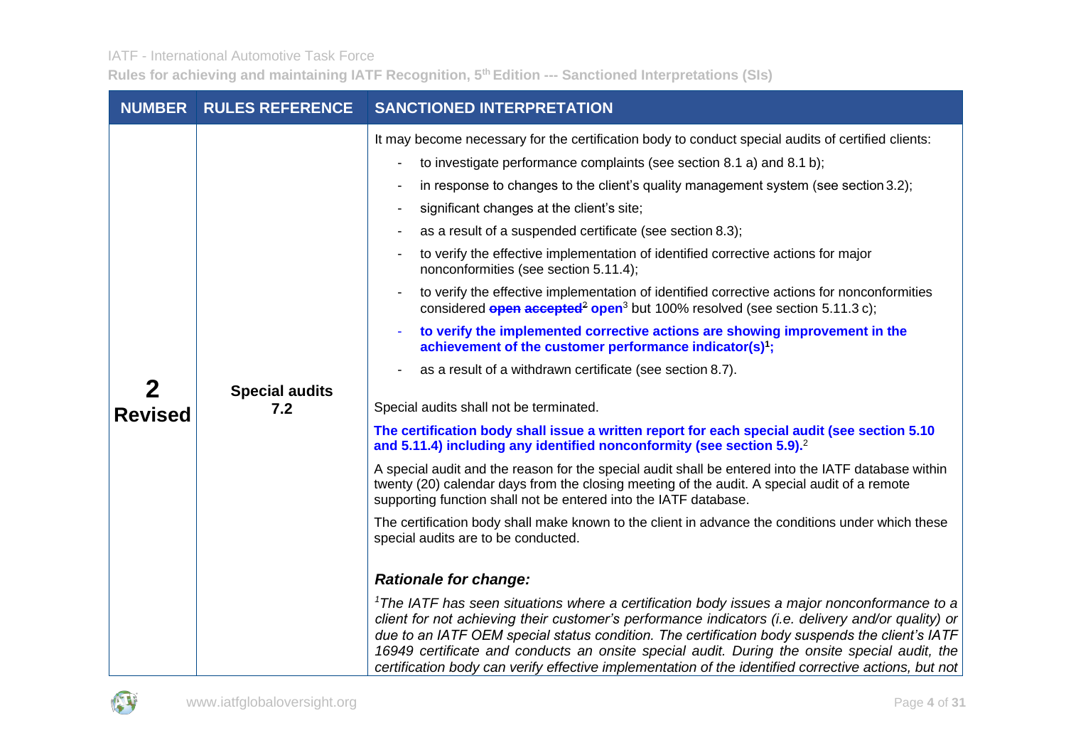| NUMBER | RULES REFERENCE | SANCTIONED INTERPRETATION |
| --- | --- | --- |
| **2 Revised** | **Special audits 7.2** | It may become necessary for the certification body to conduct special audits of certified clients:<br>- to investigate performance complaints (see section 8.1 a) and 8.1 b);<br>- in response to changes to the client's quality management system (see section 3.2);<br>- significant changes at the client's site;<br>- as a result of a suspended certificate (see section 8.3);<br>- to verify the effective implementation of identified corrective actions for major nonconformities (see section 5.11.4);<br>- to verify the effective implementation of identified corrective actions for nonconformities considered ~~open~~ ~~accepted~~[2] **open**[3] but 100% resolved (see section 5.11.3 c);<br>- **to verify the implemented corrective actions are showing improvement in the achievement of the customer performance indicator(s)[1];**<br>- as a result of a withdrawn certificate (see section 8.7).<br><br>Special audits shall not be terminated.<br><br>**The certification body shall issue a written report for each special audit (see section 5.10 and 5.11.4) including any identified nonconformity (see section 5.9).**[2]<br><br>A special audit and the reason for the special audit shall be entered into the IATF database within twenty (20) calendar days from the closing meeting of the audit. A special audit of a remote supporting function shall not be entered into the IATF database.<br><br>The certification body shall make known to the client in advance the conditions under which these special audits are to be conducted.<br><br>***Rationale for change:***<br><br>*[1]The IATF has seen situations where a certification body issues a major nonconformance to a client for not achieving their customer's performance indicators (i.e. delivery and/or quality) or due to an IATF OEM special status condition. The certification body suspends the client's IATF 16949 certificate and conducts an onsite special audit. During the onsite special audit, the certification body can verify effective implementation of the identified corrective actions, but not* |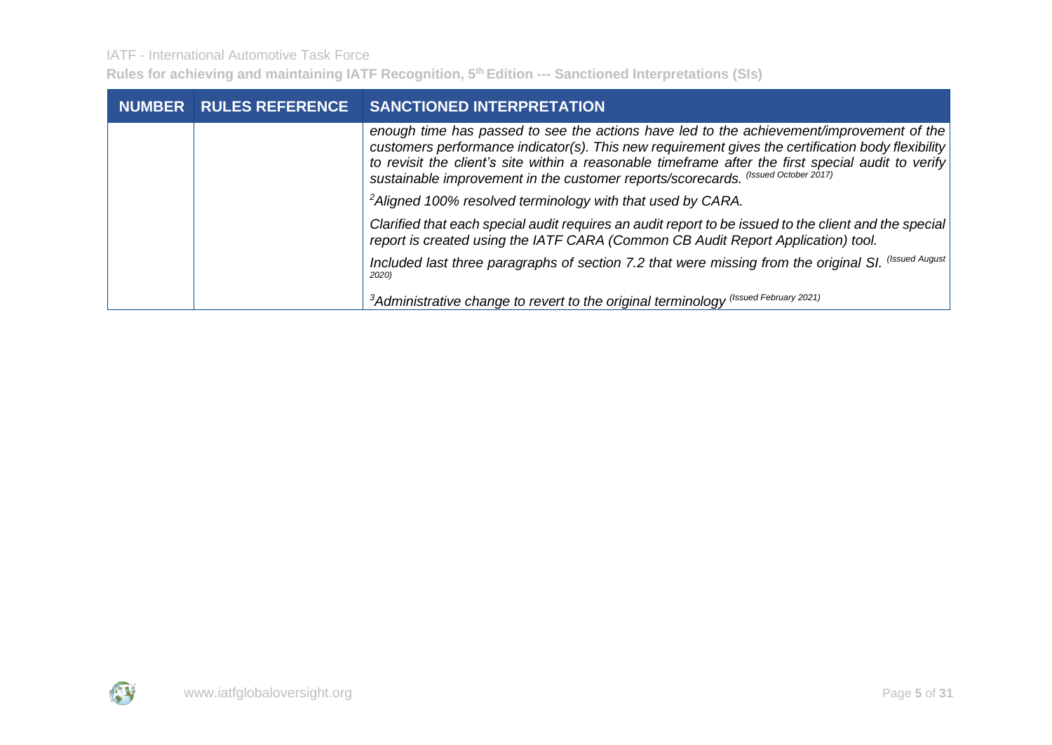| NUMBER | RULES REFERENCE | SANCTIONED INTERPRETATION |
|---|---|---|
| | | *enough time has passed to see the actions have led to the achievement/improvement of the customers performance indicator(s). This new requirement gives the certification body flexibility to revisit the client's site within a reasonable timeframe after the first special audit to verify sustainable improvement in the customer reports/scorecards.* *(Issued October 2017)* |
| | | [2]*Aligned 100% resolved terminology with that used by CARA.* |
| | | *Clarified that each special audit requires an audit report to be issued to the client and the special report is created using the IATF CARA (Common CB Audit Report Application) tool.* |
| | | *Included last three paragraphs of section 7.2 that were missing from the original SI.* *(Issued August 2020)* |
| | | [3]*Administrative change to revert to the original terminology* *(Issued February 2021)* |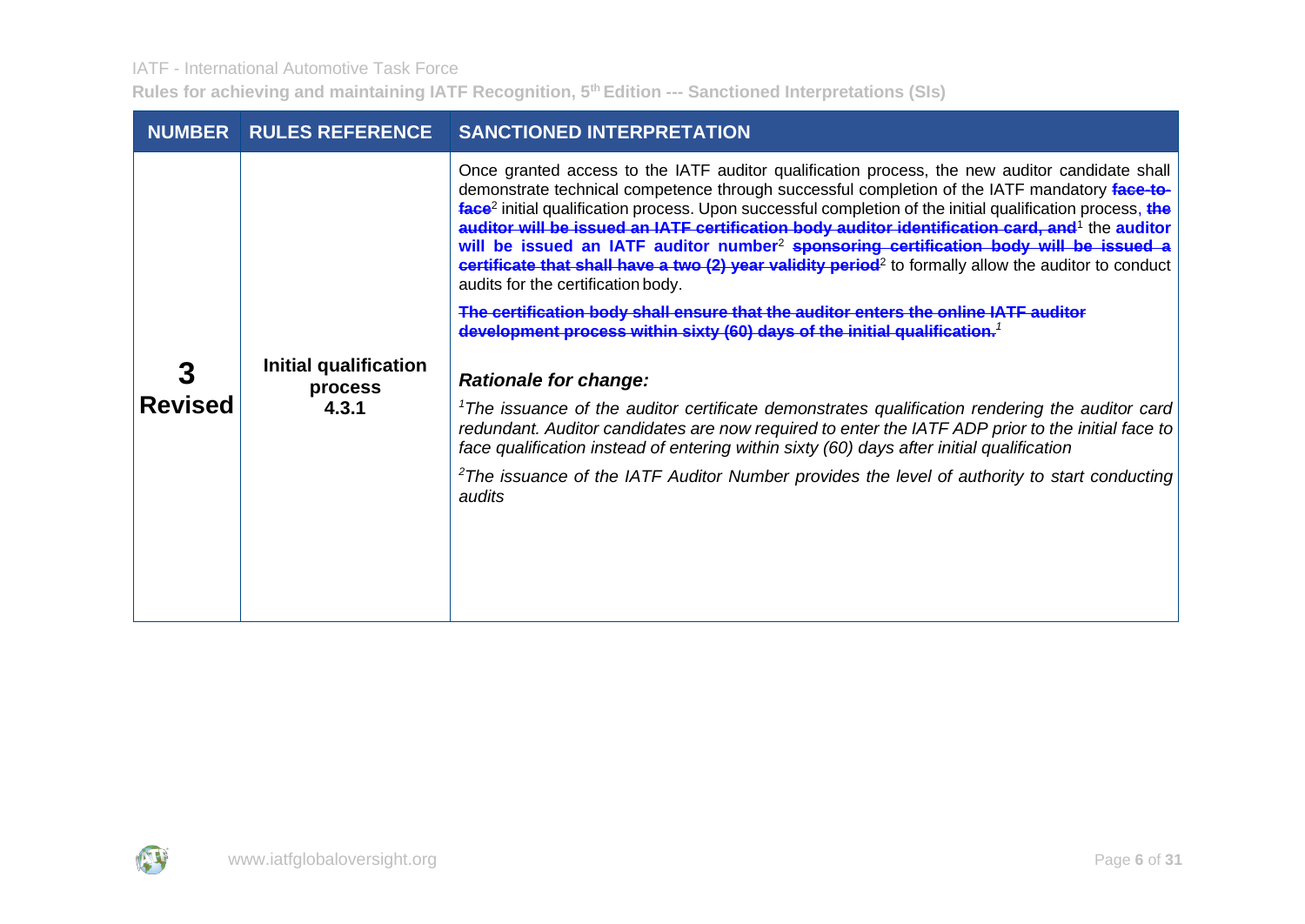| NUMBER | RULES REFERENCE | SANCTIONED INTERPRETATION |
|---|---|---|
| **3 Revised** | **Initial qualification process 4.3.1** | Once granted access to the IATF auditor qualification process, the new auditor candidate shall demonstrate technical competence through successful completion of the IATF mandatory ~~**face-to-face**~~[2] initial qualification process. Upon successful completion of the initial qualification process, ~~**the auditor will be issued an IATF certification body auditor identification card, and**~~[1] the **auditor will be issued an IATF auditor number**[2] ~~**sponsoring certification body will be issued a certificate that shall have a two (2) year validity period**~~[2] to formally allow the auditor to conduct audits for the certification body.<br><br>~~**The certification body shall ensure that the auditor enters the online IATF auditor development process within sixty (60) days of the initial qualification.**~~[1]<br><br>***Rationale for change:***<br><br>[1]*The issuance of the auditor certificate demonstrates qualification rendering the auditor card redundant. Auditor candidates are now required to enter the IATF ADP prior to the initial face to face qualification instead of entering within sixty (60) days after initial qualification*<br><br>[2]*The issuance of the IATF Auditor Number provides the level of authority to start conducting audits* |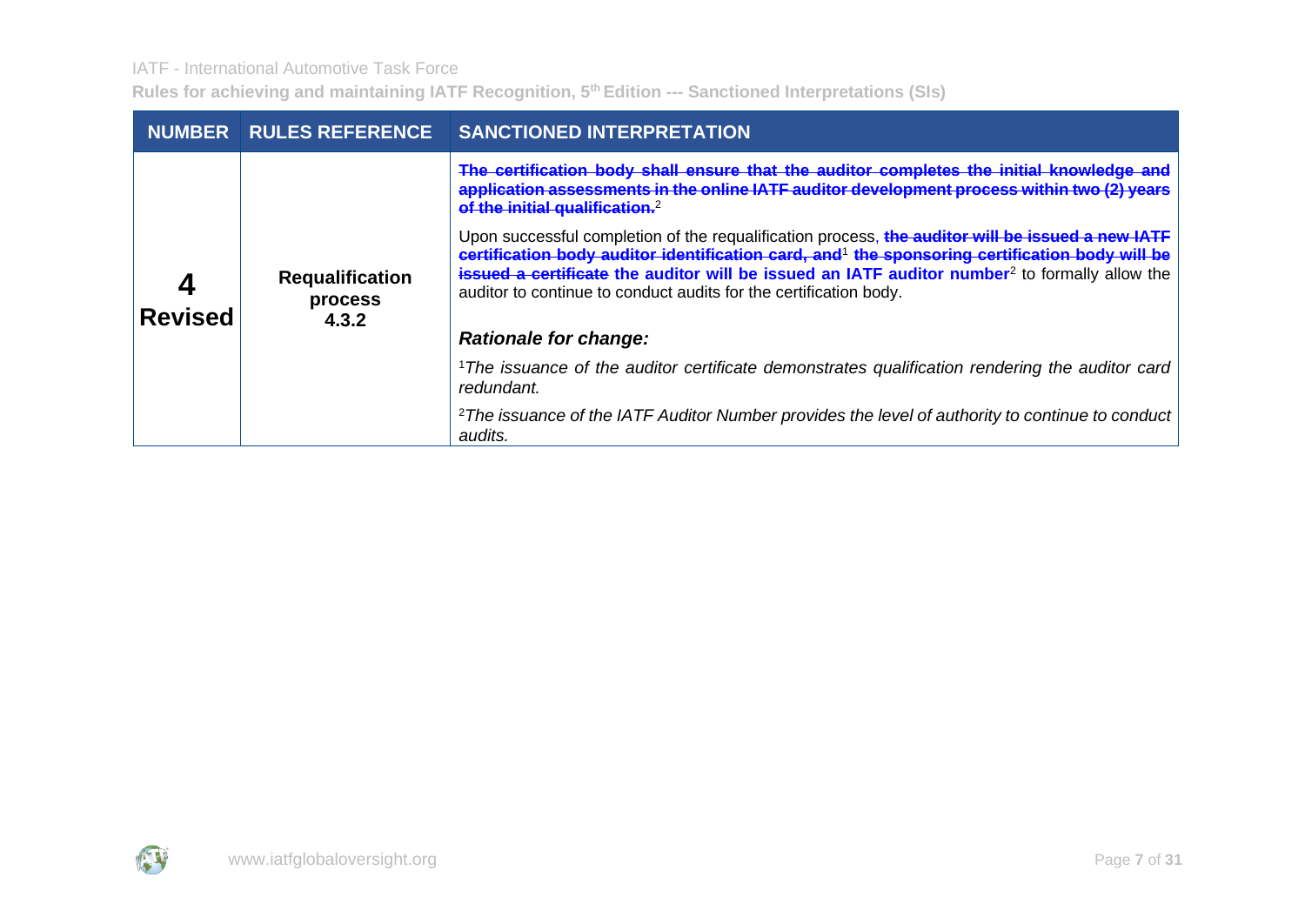| NUMBER | RULES REFERENCE | SANCTIONED INTERPRETATION |
|---|---|---|
| **4 Revised** | **Requalification process 4.3.2** | ~~**The certification body shall ensure that the auditor completes the initial knowledge and application assessments in the online IATF auditor development process within two (2) years of the initial qualification.**~~[2]<br><br>Upon successful completion of the requalification process, ~~**the auditor will be issued a new IATF certification body auditor identification card, and**~~[1] ~~**the sponsoring certification body will be issued a certificate**~~ **the auditor will be issued an IATF auditor number**[2] to formally allow the auditor to continue to conduct audits for the certification body.<br><br>***Rationale for change:***<br><br>[1]*The issuance of the auditor certificate demonstrates qualification rendering the auditor card redundant.*<br><br>[2]*The issuance of the IATF Auditor Number provides the level of authority to continue to conduct audits.* |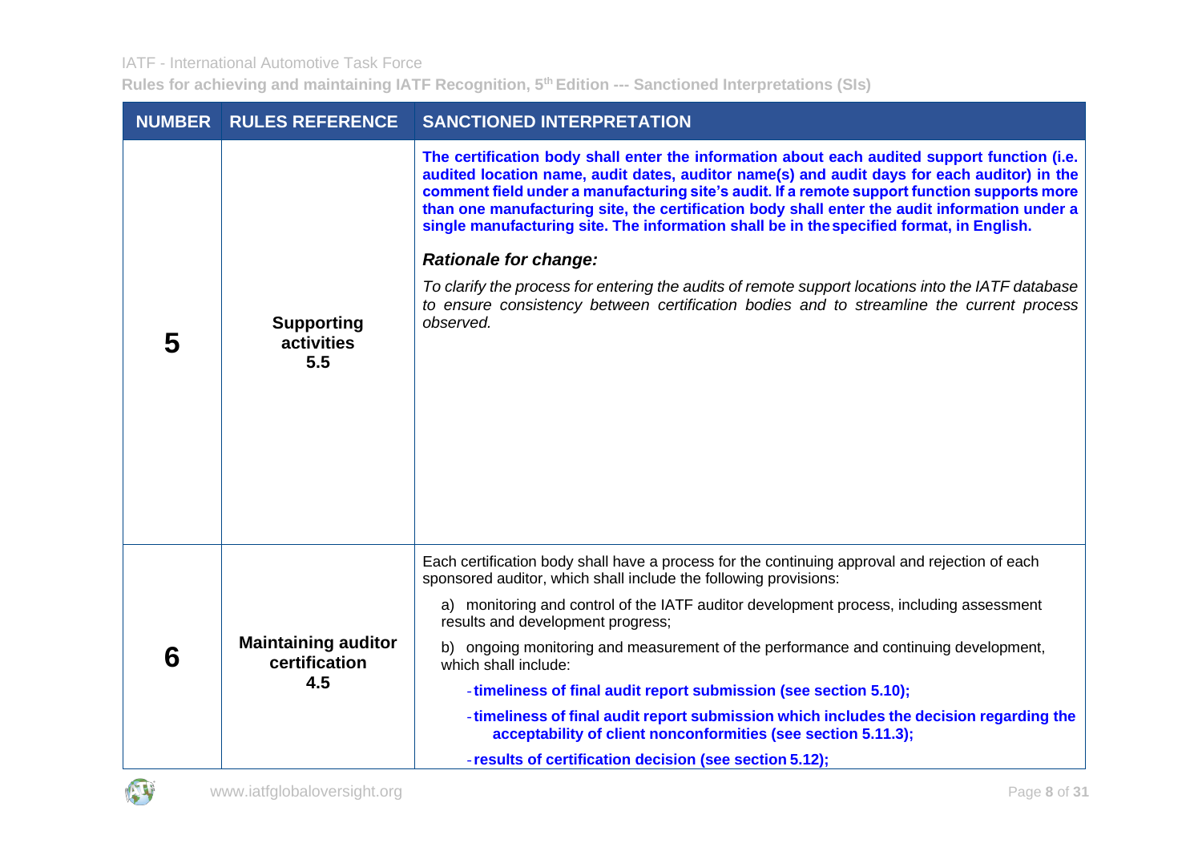| NUMBER | RULES REFERENCE | SANCTIONED INTERPRETATION |
|---|---|---|
| **5** | **Supporting activities 5.5** | **The certification body shall enter the information about each audited support function (i.e. audited location name, audit dates, auditor name(s) and audit days for each auditor) in the comment field under a manufacturing site's audit. If a remote support function supports more than one manufacturing site, the certification body shall enter the audit information under a single manufacturing site. The information shall be in the specified format, in English.**<br><br>***Rationale for change:***<br><br>*To clarify the process for entering the audits of remote support locations into the IATF database to ensure consistency between certification bodies and to streamline the current process observed.* |
| **6** | **Maintaining auditor certification 4.5** | Each certification body shall have a process for the continuing approval and rejection of each sponsored auditor, which shall include the following provisions:<br><br>a) monitoring and control of the IATF auditor development process, including assessment results and development progress;<br><br>b) ongoing monitoring and measurement of the performance and continuing development, which shall include:<br><br>- **timeliness of final audit report submission (see section 5.10);**<br>- **timeliness of final audit report submission which includes the decision regarding the acceptability of client nonconformities (see section 5.11.3);**<br>- **results of certification decision (see section 5.12);** |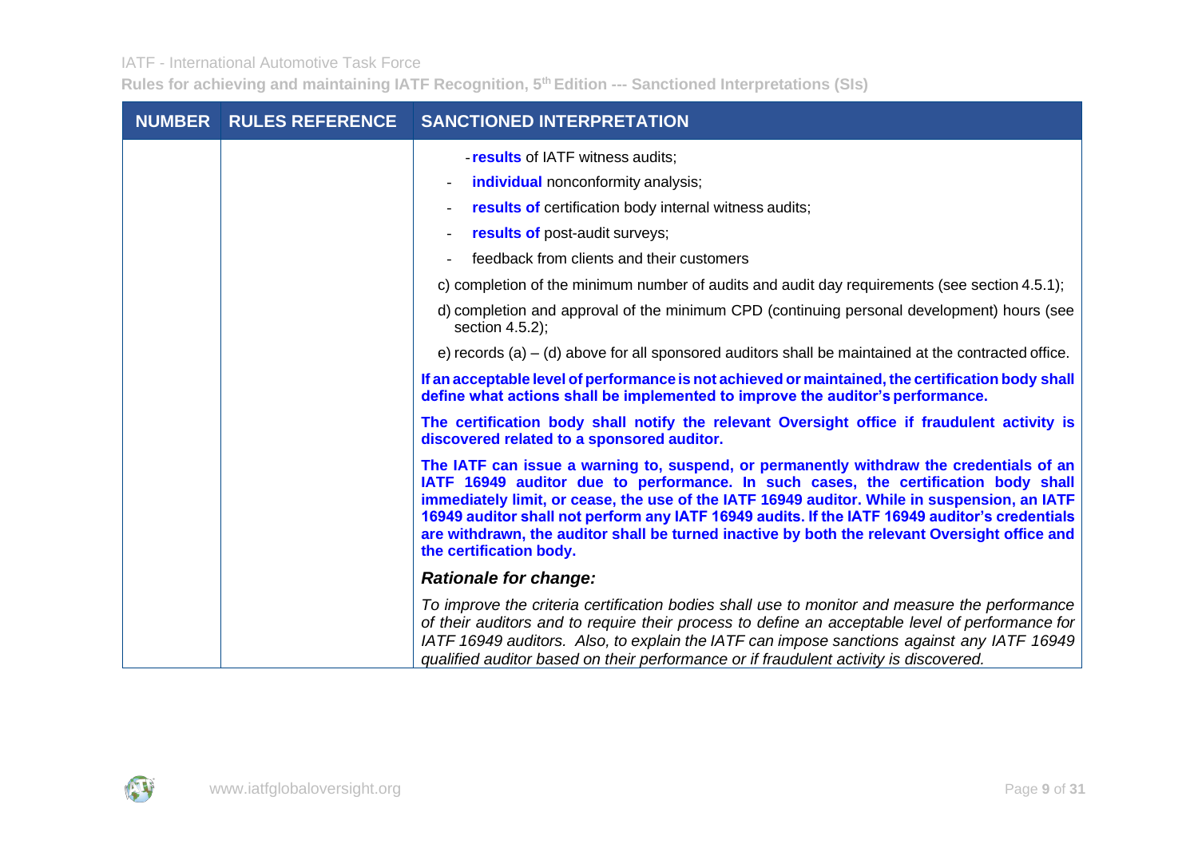| NUMBER | RULES REFERENCE | SANCTIONED INTERPRETATION |
|---|---|---|
| | | - **results** of IATF witness audits;<br>- **individual** nonconformity analysis;<br>- **results of** certification body internal witness audits;<br>- **results of** post-audit surveys;<br>- feedback from clients and their customers<br><br>c) completion of the minimum number of audits and audit day requirements (see section 4.5.1);<br><br>d) completion and approval of the minimum CPD (continuing personal development) hours (see section 4.5.2);<br><br>e) records (a) – (d) above for all sponsored auditors shall be maintained at the contracted office.<br><br>**If an acceptable level of performance is not achieved or maintained, the certification body shall define what actions shall be implemented to improve the auditor's performance.**<br><br>**The certification body shall notify the relevant Oversight office if fraudulent activity is discovered related to a sponsored auditor.**<br><br>**The IATF can issue a warning to, suspend, or permanently withdraw the credentials of an IATF 16949 auditor due to performance. In such cases, the certification body shall immediately limit, or cease, the use of the IATF 16949 auditor. While in suspension, an IATF 16949 auditor shall not perform any IATF 16949 audits. If the IATF 16949 auditor's credentials are withdrawn, the auditor shall be turned inactive by both the relevant Oversight office and the certification body.**<br><br>***Rationale for change:***<br><br>*To improve the criteria certification bodies shall use to monitor and measure the performance of their auditors and to require their process to define an acceptable level of performance for IATF 16949 auditors. Also, to explain the IATF can impose sanctions against any IATF 16949 qualified auditor based on their performance or if fraudulent activity is discovered.* |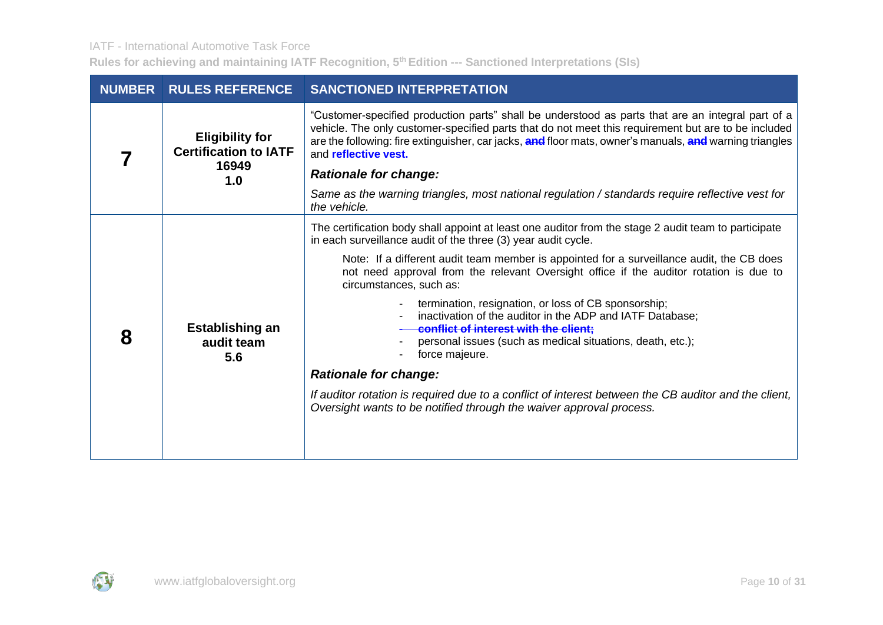| NUMBER | RULES REFERENCE | SANCTIONED INTERPRETATION |
|---|---|---|
| **7** | **Eligibility for Certification to IATF 16949 1.0** | "Customer-specified production parts" shall be understood as parts that are an integral part of a vehicle. The only customer-specified parts that do not meet this requirement but are to be included are the following: fire extinguisher, car jacks, ~~**and**~~ floor mats, owner's manuals, ~~**and**~~ warning triangles and **reflective vest.** <br><br> ***Rationale for change:*** <br><br> *Same as the warning triangles, most national regulation / standards require reflective vest for the vehicle.* |
| **8** | **Establishing an audit team 5.6** | The certification body shall appoint at least one auditor from the stage 2 audit team to participate in each surveillance audit of the three (3) year audit cycle. <br><br> Note: If a different audit team member is appointed for a surveillance audit, the CB does not need approval from the relevant Oversight office if the auditor rotation is due to circumstances, such as: <br><br> - termination, resignation, or loss of CB sponsorship; <br> - inactivation of the auditor in the ADP and IATF Database; <br> - ~~**conflict of interest with the client;**~~ <br> - personal issues (such as medical situations, death, etc.); <br> - force majeure. <br><br> ***Rationale for change:*** <br><br> *If auditor rotation is required due to a conflict of interest between the CB auditor and the client, Oversight wants to be notified through the waiver approval process.* |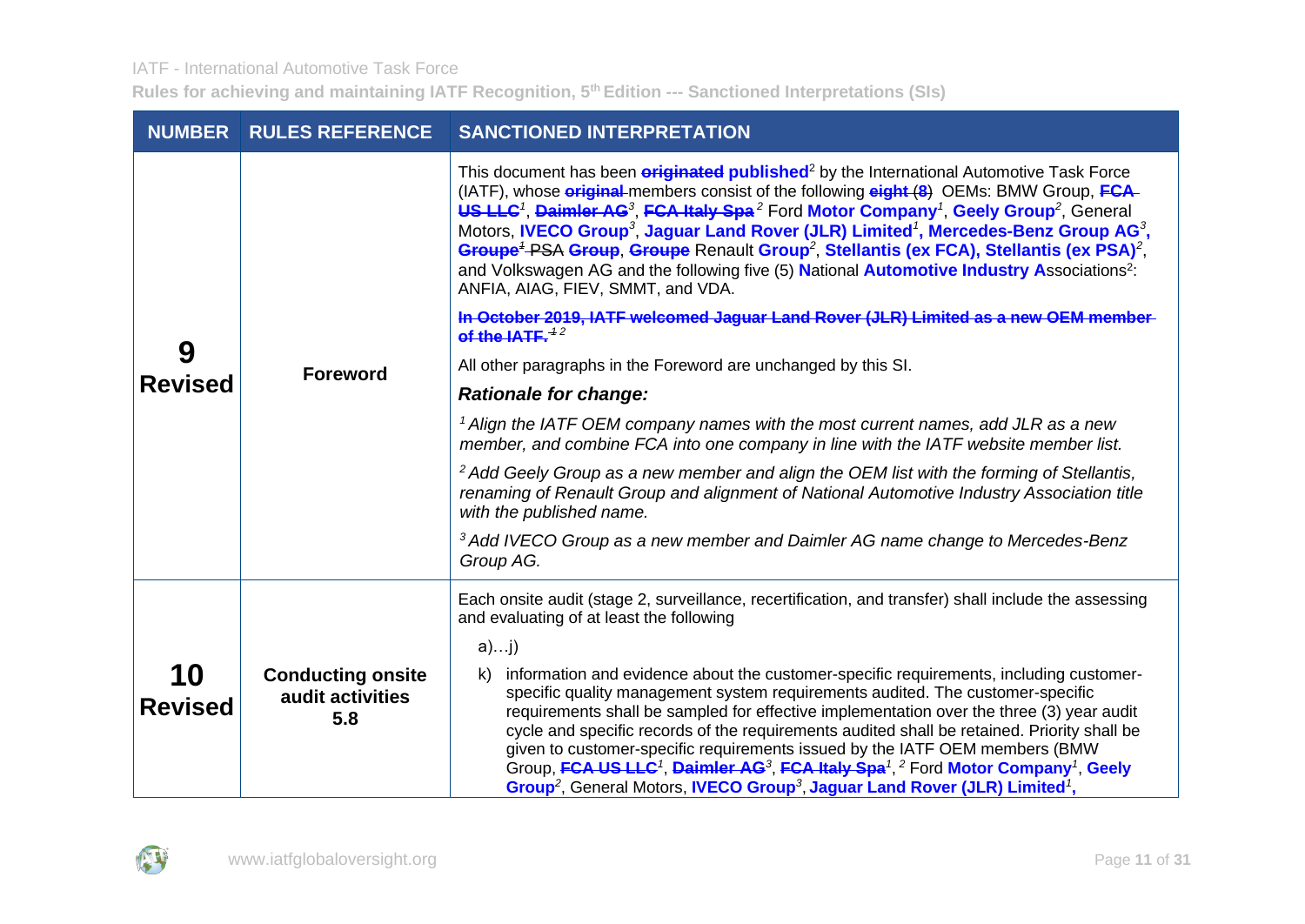| NUMBER | RULES REFERENCE | SANCTIONED INTERPRETATION |
|---|---|---|
| **9 Revised** | **Foreword** | This document has been ~~**originated**~~ **published**[2] by the International Automotive Task Force (IATF), whose ~~**original**~~ members consist of the following ~~**eight**~~ ~~(**8**)~~ OEMs: BMW Group, ~~**FCA US LLC**~~[1], ~~**Daimler AG**~~[3], ~~**FCA Italy Spa**~~[2] Ford **Motor Company**[1], **Geely Group**[2], General Motors, **IVECO Group**[3], **Jaguar Land Rover (JLR) Limited**[1], **Mercedes-Benz Group AG**[3], ~~**Groupe**~~[1] ~~PSA~~ ~~**Group**~~, ~~**Groupe**~~ Renault **Group**[2], **Stellantis (ex FCA), Stellantis (ex PSA)**[2], and Volkswagen AG and the following five (5) **N**ational **Automotive Industry A**ssociations[2]: ANFIA, AIAG, FIEV, SMMT, and VDA. <br><br> ~~**In October 2019, IATF welcomed Jaguar Land Rover (JLR) Limited as a new OEM member of the IATF.**~~[1 2] <br><br> All other paragraphs in the Foreword are unchanged by this SI. <br><br> ***Rationale for change:*** <br><br> [1] *Align the IATF OEM company names with the most current names, add JLR as a new member, and combine FCA into one company in line with the IATF website member list.* <br><br> [2] *Add Geely Group as a new member and align the OEM list with the forming of Stellantis, renaming of Renault Group and alignment of National Automotive Industry Association title with the published name.* <br><br> [3] *Add IVECO Group as a new member and Daimler AG name change to Mercedes-Benz Group AG.* |
| **10 Revised** | **Conducting onsite audit activities 5.8** | Each onsite audit (stage 2, surveillance, recertification, and transfer) shall include the assessing and evaluating of at least the following <br><br> a)…j) <br><br> k) information and evidence about the customer-specific requirements, including customer-specific quality management system requirements audited. The customer-specific requirements shall be sampled for effective implementation over the three (3) year audit cycle and specific records of the requirements audited shall be retained. Priority shall be given to customer-specific requirements issued by the IATF OEM members (BMW Group, ~~**FCA US LLC**~~[1], ~~**Daimler AG**~~[3], ~~**FCA Italy Spa**~~[1, 2] Ford **Motor Company**[1], **Geely Group**[2], General Motors, **IVECO Group**[3], **Jaguar Land Rover (JLR) Limited**[1], |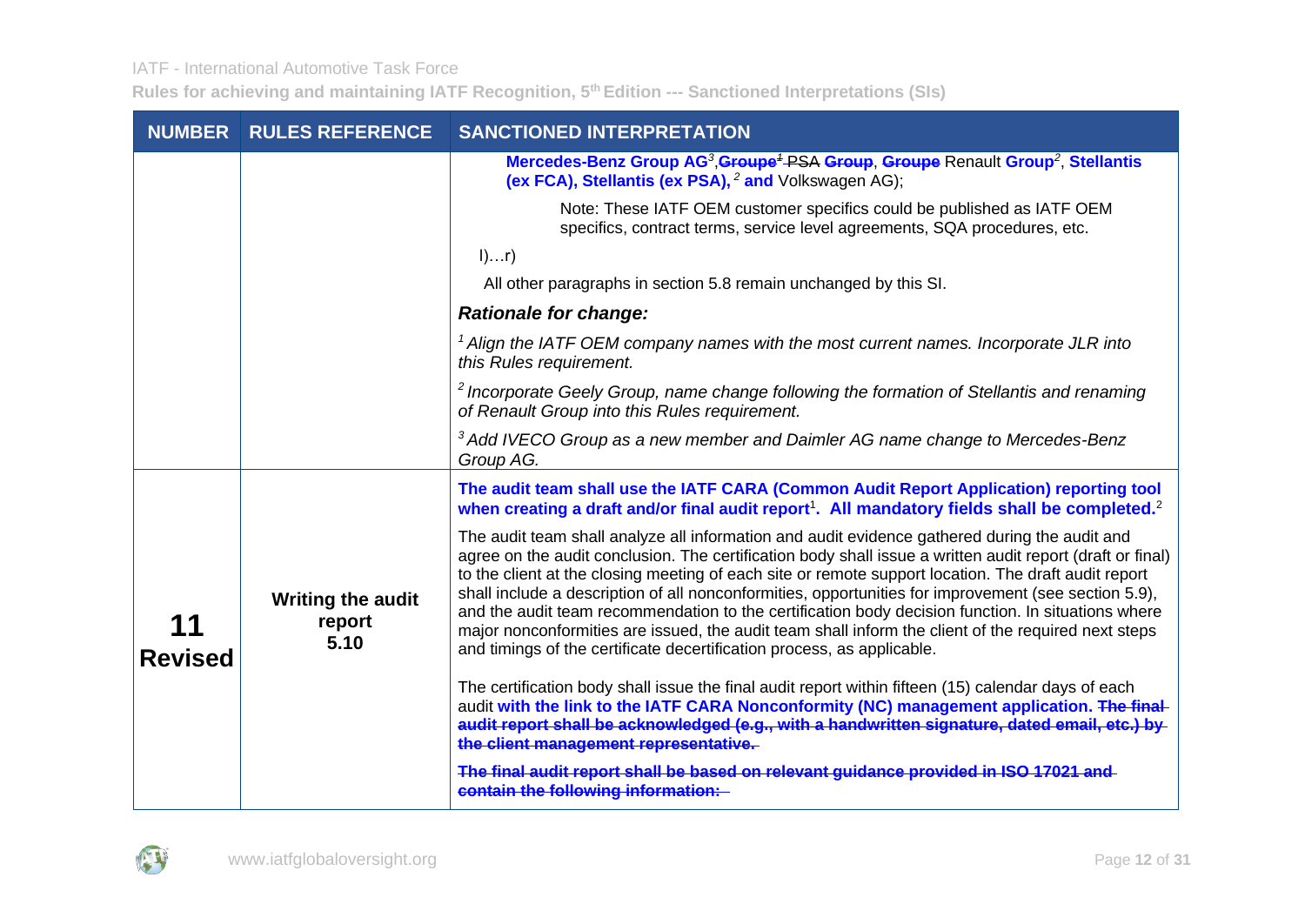| NUMBER | RULES REFERENCE | SANCTIONED INTERPRETATION |
|---|---|---|
| | | **Mercedes-Benz Group AG**[3], ~~**Groupe**~~[1] ~~PSA~~ ~~**Group**~~, ~~**Groupe**~~ Renault **Group**[2], **Stellantis (ex FCA), Stellantis (ex PSA),** [2] **and** Volkswagen AG);<br><br>Note: These IATF OEM customer specifics could be published as IATF OEM specifics, contract terms, service level agreements, SQA procedures, etc.<br><br>l)…r)<br><br>All other paragraphs in section 5.8 remain unchanged by this SI.<br><br>***Rationale for change:***<br><br>*[1] Align the IATF OEM company names with the most current names. Incorporate JLR into this Rules requirement.*<br><br>*[2] Incorporate Geely Group, name change following the formation of Stellantis and renaming of Renault Group into this Rules requirement.*<br><br>*[3] Add IVECO Group as a new member and Daimler AG name change to Mercedes-Benz Group AG.* |
| **11 Revised** | **Writing the audit report 5.10** | **The audit team shall use the IATF CARA (Common Audit Report Application) reporting tool when creating a draft and/or final audit report**[1]**. All mandatory fields shall be completed.**[2]<br><br>The audit team shall analyze all information and audit evidence gathered during the audit and agree on the audit conclusion. The certification body shall issue a written audit report (draft or final) to the client at the closing meeting of each site or remote support location. The draft audit report shall include a description of all nonconformities, opportunities for improvement (see section 5.9), and the audit team recommendation to the certification body decision function. In situations where major nonconformities are issued, the audit team shall inform the client of the required next steps and timings of the certificate decertification process, as applicable.<br><br>The certification body shall issue the final audit report within fifteen (15) calendar days of each audit **with the link to the IATF CARA Nonconformity (NC) management application.** ~~**The final audit report shall be acknowledged (e.g., with a handwritten signature, dated email, etc.) by the client management representative.**~~<br><br>~~**The final audit report shall be based on relevant guidance provided in ISO 17021 and contain the following information:**~~ |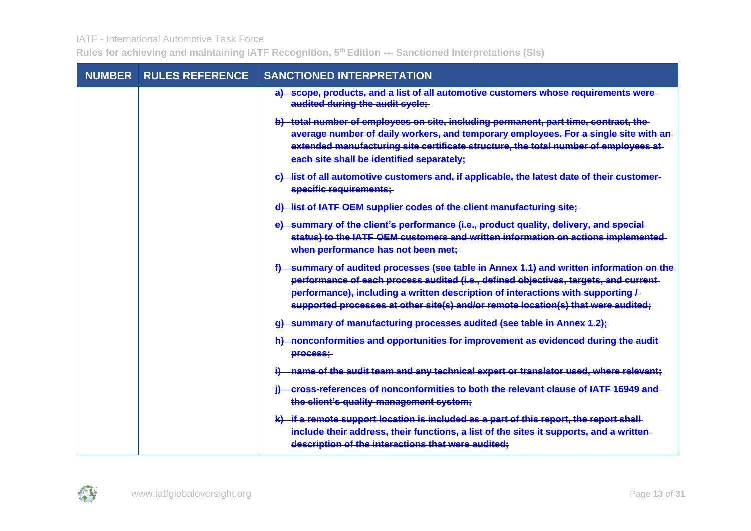| NUMBER | RULES REFERENCE | SANCTIONED INTERPRETATION |
|---|---|---|
| | | **~~a) scope, products, and a list of all automotive customers whose requirements were audited during the audit cycle;~~**<br><br>**~~b) total number of employees on site, including permanent, part time, contract, the average number of daily workers, and temporary employees. For a single site with an extended manufacturing site certificate structure, the total number of employees at each site shall be identified separately;~~**<br><br>**~~c) list of all automotive customers and, if applicable, the latest date of their customer-specific requirements;~~**<br><br>**~~d) list of IATF OEM supplier codes of the client manufacturing site;~~**<br><br>**~~e) summary of the client's performance (i.e., product quality, delivery, and special status) to the IATF OEM customers and written information on actions implemented when performance has not been met;~~**<br><br>**~~f) summary of audited processes (see table in Annex 1.1) and written information on the performance of each process audited (i.e., defined objectives, targets, and current performance), including a written description of interactions with supporting / supported processes at other site(s) and/or remote location(s) that were audited;~~**<br><br>**~~g) summary of manufacturing processes audited (see table in Annex 1.2);~~**<br><br>**~~h) nonconformities and opportunities for improvement as evidenced during the audit process;~~**<br><br>**~~i) name of the audit team and any technical expert or translator used, where relevant;~~**<br><br>**~~j) cross-references of nonconformities to both the relevant clause of IATF 16949 and the client's quality management system;~~**<br><br>**~~k) if a remote support location is included as a part of this report, the report shall include their address, their functions, a list of the sites it supports, and a written description of the interactions that were audited;~~** |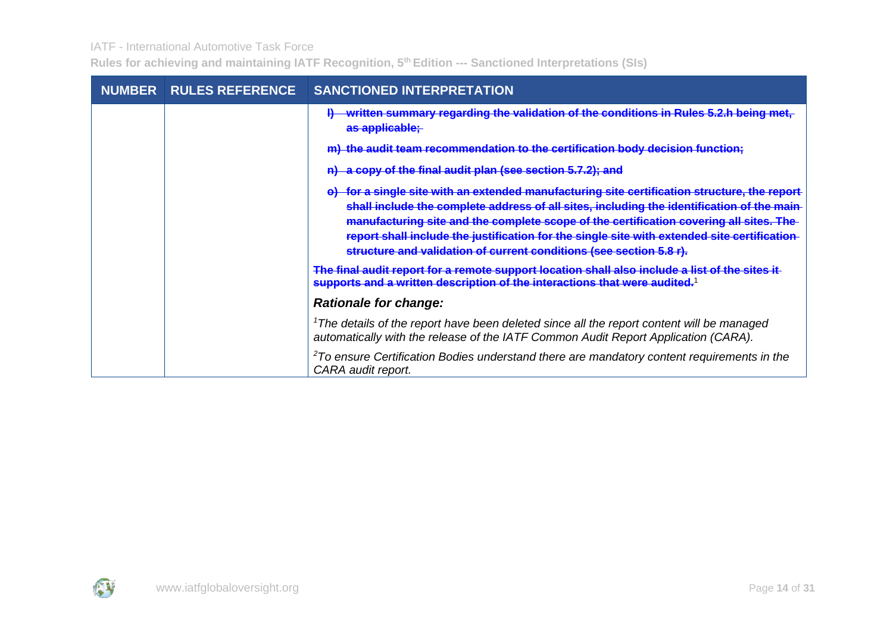| NUMBER | RULES REFERENCE | SANCTIONED INTERPRETATION |
| --- | --- | --- |
| | | ~~l) written summary regarding the validation of the conditions in Rules 5.2.h being met, as applicable;~~ <br><br> ~~m) the audit team recommendation to the certification body decision function;~~ <br><br> ~~n) a copy of the final audit plan (see section 5.7.2); and~~ <br><br> ~~o) for a single site with an extended manufacturing site certification structure, the report shall include the complete address of all sites, including the identification of the main manufacturing site and the complete scope of the certification covering all sites. The report shall include the justification for the single site with extended site certification structure and validation of current conditions (see section 5.8 r).~~ <br><br> ~~The final audit report for a remote support location shall also include a list of the sites it supports and a written description of the interactions that were audited.~~[1] <br><br> ***Rationale for change:*** <br><br> *[1]The details of the report have been deleted since all the report content will be managed automatically with the release of the IATF Common Audit Report Application (CARA).* <br><br> *[2]To ensure Certification Bodies understand there are mandatory content requirements in the CARA audit report.* |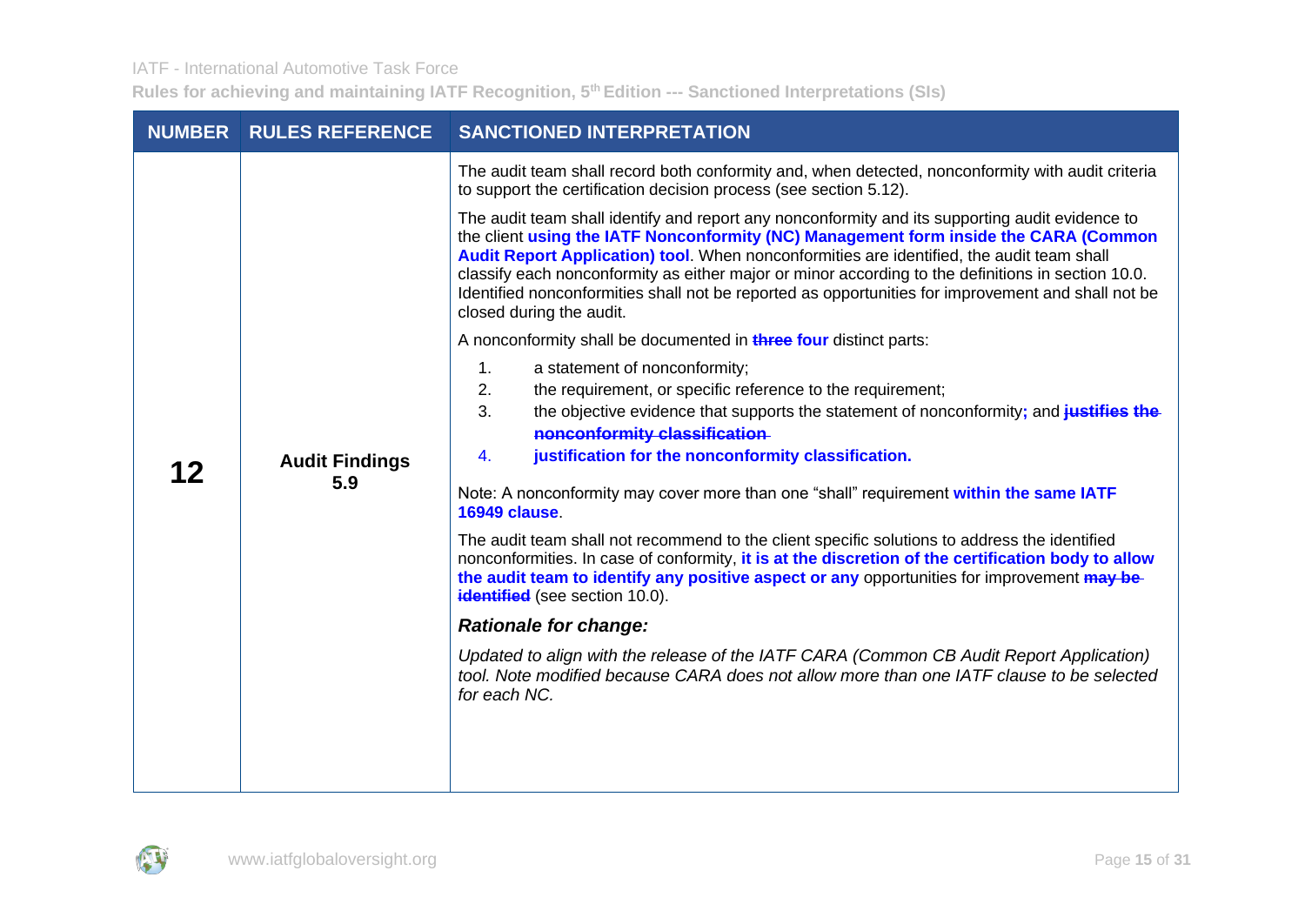| NUMBER | RULES REFERENCE | SANCTIONED INTERPRETATION |
|---|---|---|
| **12** | **Audit Findings 5.9** | The audit team shall record both conformity and, when detected, nonconformity with audit criteria to support the certification decision process (see section 5.12).<br><br>The audit team shall identify and report any nonconformity and its supporting audit evidence to the client **using the IATF Nonconformity (NC) Management form inside the CARA (Common Audit Report Application) tool**. When nonconformities are identified, the audit team shall classify each nonconformity as either major or minor according to the definitions in section 10.0. Identified nonconformities shall not be reported as opportunities for improvement and shall not be closed during the audit.<br><br>A nonconformity shall be documented in ~~**three**~~ **four** distinct parts:<br><br>1. a statement of nonconformity;<br>2. the requirement, or specific reference to the requirement;<br>3. the objective evidence that supports the statement of nonconformity**;** and ~~**justifies the nonconformity classification**~~<br>4. **justification for the nonconformity classification.**<br><br>Note: A nonconformity may cover more than one "shall" requirement **within the same IATF 16949 clause**.<br><br>The audit team shall not recommend to the client specific solutions to address the identified nonconformities. In case of conformity, **it is at the discretion of the certification body to allow the audit team to identify any positive aspect or any** opportunities for improvement ~~**may be identified**~~ (see section 10.0).<br><br>***Rationale for change:***<br><br>*Updated to align with the release of the IATF CARA (Common CB Audit Report Application) tool. Note modified because CARA does not allow more than one IATF clause to be selected for each NC.* |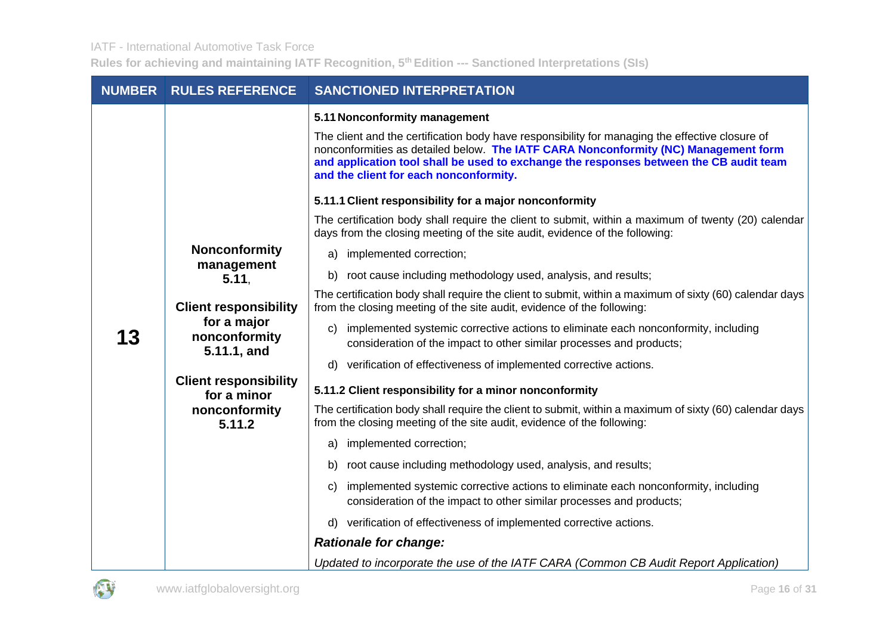| NUMBER | RULES REFERENCE | SANCTIONED INTERPRETATION |
|---|---|---|
| 13 | **Nonconformity management 5.11**, <br><br> **Client responsibility for a major nonconformity 5.11.1, and** <br><br> **Client responsibility for a minor nonconformity 5.11.2** | **5.11 Nonconformity management** <br><br> The client and the certification body have responsibility for managing the effective closure of nonconformities as detailed below. **The IATF CARA Nonconformity (NC) Management form and application tool shall be used to exchange the responses between the CB audit team and the client for each nonconformity.** <br><br> **5.11.1 Client responsibility for a major nonconformity** <br><br> The certification body shall require the client to submit, within a maximum of twenty (20) calendar days from the closing meeting of the site audit, evidence of the following: <br> a) implemented correction; <br> b) root cause including methodology used, analysis, and results; <br><br> The certification body shall require the client to submit, within a maximum of sixty (60) calendar days from the closing meeting of the site audit, evidence of the following: <br> c) implemented systemic corrective actions to eliminate each nonconformity, including consideration of the impact to other similar processes and products; <br> d) verification of effectiveness of implemented corrective actions. <br><br> **5.11.2 Client responsibility for a minor nonconformity** <br><br> The certification body shall require the client to submit, within a maximum of sixty (60) calendar days from the closing meeting of the site audit, evidence of the following: <br> a) implemented correction; <br> b) root cause including methodology used, analysis, and results; <br> c) implemented systemic corrective actions to eliminate each nonconformity, including consideration of the impact to other similar processes and products; <br> d) verification of effectiveness of implemented corrective actions. <br><br> ***Rationale for change:*** <br><br> *Updated to incorporate the use of the IATF CARA (Common CB Audit Report Application)* |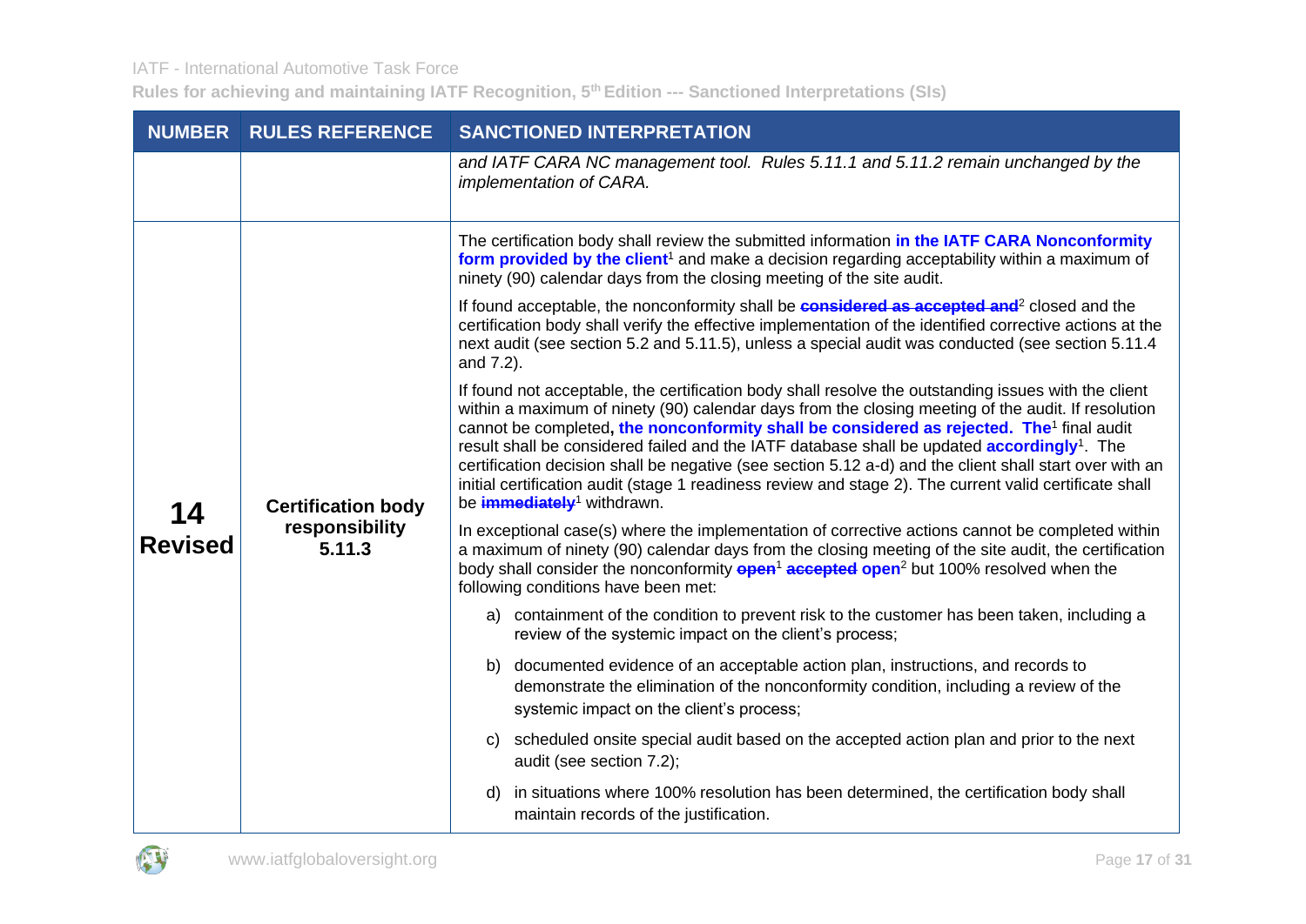| NUMBER | RULES REFERENCE | SANCTIONED INTERPRETATION |
|---|---|---|
| | | *and IATF CARA NC management tool. Rules 5.11.1 and 5.11.2 remain unchanged by the implementation of CARA.* |
| **14 Revised** | **Certification body responsibility 5.11.3** | The certification body shall review the submitted information **in the IATF CARA Nonconformity form provided by the client**[1] and make a decision regarding acceptability within a maximum of ninety (90) calendar days from the closing meeting of the site audit.<br><br>If found acceptable, the nonconformity shall be ~~**considered as accepted and**~~[2] closed and the certification body shall verify the effective implementation of the identified corrective actions at the next audit (see section 5.2 and 5.11.5), unless a special audit was conducted (see section 5.11.4 and 7.2).<br><br>If found not acceptable, the certification body shall resolve the outstanding issues with the client within a maximum of ninety (90) calendar days from the closing meeting of the audit. If resolution cannot be completed**, the nonconformity shall be considered as rejected. The**[1] final audit result shall be considered failed and the IATF database shall be updated **accordingly**[1]. The certification decision shall be negative (see section 5.12 a-d) and the client shall start over with an initial certification audit (stage 1 readiness review and stage 2). The current valid certificate shall be ~~**immediately**~~[1] withdrawn.<br><br>In exceptional case(s) where the implementation of corrective actions cannot be completed within a maximum of ninety (90) calendar days from the closing meeting of the site audit, the certification body shall consider the nonconformity ~~**open**~~[1] ~~**accepted**~~ **open**[2] but 100% resolved when the following conditions have been met:<br><br>a) containment of the condition to prevent risk to the customer has been taken, including a review of the systemic impact on the client's process;<br><br>b) documented evidence of an acceptable action plan, instructions, and records to demonstrate the elimination of the nonconformity condition, including a review of the systemic impact on the client's process;<br><br>c) scheduled onsite special audit based on the accepted action plan and prior to the next audit (see section 7.2);<br><br>d) in situations where 100% resolution has been determined, the certification body shall maintain records of the justification. |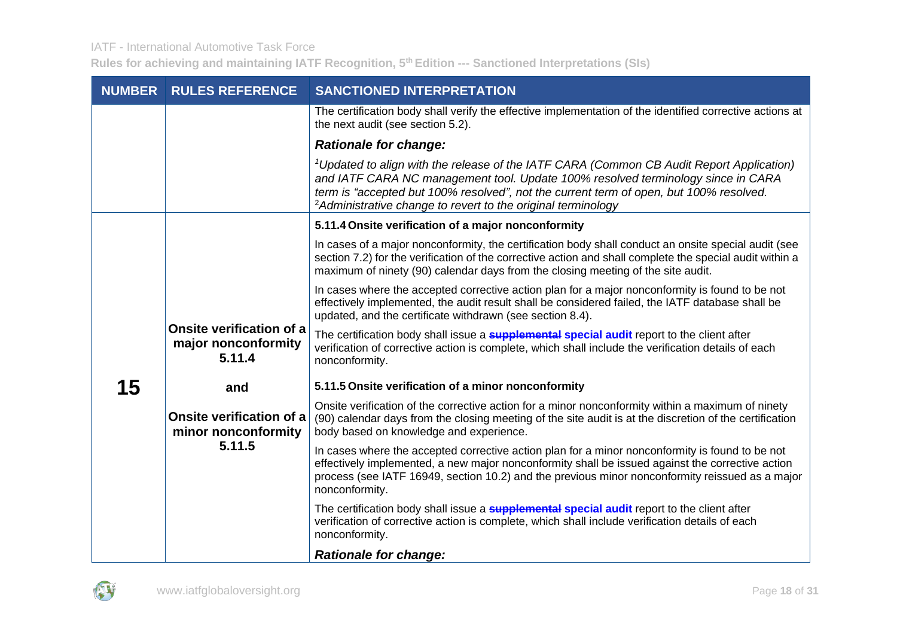| NUMBER | RULES REFERENCE | SANCTIONED INTERPRETATION |
|---|---|---|
| | | The certification body shall verify the effective implementation of the identified corrective actions at the next audit (see section 5.2).<br><br>***Rationale for change:***<br><br>*[1]Updated to align with the release of the IATF CARA (Common CB Audit Report Application) and IATF CARA NC management tool. Update 100% resolved terminology since in CARA term is "accepted but 100% resolved", not the current term of open, but 100% resolved.*<br>*[2]Administrative change to revert to the original terminology* |
| **15** | **Onsite verification of a major nonconformity 5.11.4**<br><br>**and**<br><br>**Onsite verification of a minor nonconformity 5.11.5** | **5.11.4 Onsite verification of a major nonconformity**<br><br>In cases of a major nonconformity, the certification body shall conduct an onsite special audit (see section 7.2) for the verification of the corrective action and shall complete the special audit within a maximum of ninety (90) calendar days from the closing meeting of the site audit.<br><br>In cases where the accepted corrective action plan for a major nonconformity is found to be not effectively implemented, the audit result shall be considered failed, the IATF database shall be updated, and the certificate withdrawn (see section 8.4).<br><br>The certification body shall issue a ~~supplemental~~ **special audit** report to the client after verification of corrective action is complete, which shall include the verification details of each nonconformity.<br><br>**5.11.5 Onsite verification of a minor nonconformity**<br><br>Onsite verification of the corrective action for a minor nonconformity within a maximum of ninety (90) calendar days from the closing meeting of the site audit is at the discretion of the certification body based on knowledge and experience.<br><br>In cases where the accepted corrective action plan for a minor nonconformity is found to be not effectively implemented, a new major nonconformity shall be issued against the corrective action process (see IATF 16949, section 10.2) and the previous minor nonconformity reissued as a major nonconformity.<br><br>The certification body shall issue a ~~supplemental~~ **special audit** report to the client after verification of corrective action is complete, which shall include verification details of each nonconformity.<br><br>***Rationale for change:*** |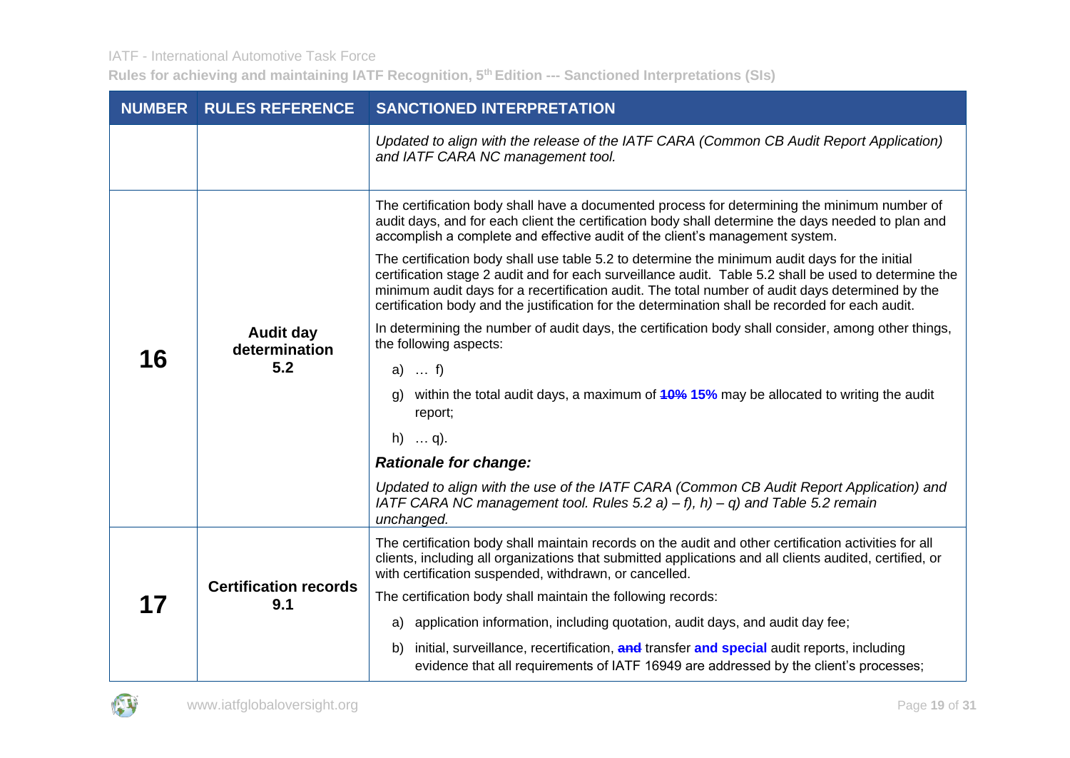| NUMBER | RULES REFERENCE | SANCTIONED INTERPRETATION |
|---|---|---|
| | | *Updated to align with the release of the IATF CARA (Common CB Audit Report Application) and IATF CARA NC management tool.* |
| **16** | **Audit day determination 5.2** | The certification body shall have a documented process for determining the minimum number of audit days, and for each client the certification body shall determine the days needed to plan and accomplish a complete and effective audit of the client's management system.<br><br>The certification body shall use table 5.2 to determine the minimum audit days for the initial certification stage 2 audit and for each surveillance audit. Table 5.2 shall be used to determine the minimum audit days for a recertification audit. The total number of audit days determined by the certification body and the justification for the determination shall be recorded for each audit.<br><br>In determining the number of audit days, the certification body shall consider, among other things, the following aspects:<br><br>a) … f)<br><br>g) within the total audit days, a maximum of ~~10%~~ **15%** may be allocated to writing the audit report;<br><br>h) … q).<br><br>***Rationale for change:***<br><br>*Updated to align with the use of the IATF CARA (Common CB Audit Report Application) and IATF CARA NC management tool. Rules 5.2 a) – f), h) – q) and Table 5.2 remain unchanged.* |
| **17** | **Certification records 9.1** | The certification body shall maintain records on the audit and other certification activities for all clients, including all organizations that submitted applications and all clients audited, certified, or with certification suspended, withdrawn, or cancelled.<br><br>The certification body shall maintain the following records:<br><br>a) application information, including quotation, audit days, and audit day fee;<br><br>b) initial, surveillance, recertification, ~~and~~ transfer **and special** audit reports, including evidence that all requirements of IATF 16949 are addressed by the client's processes; |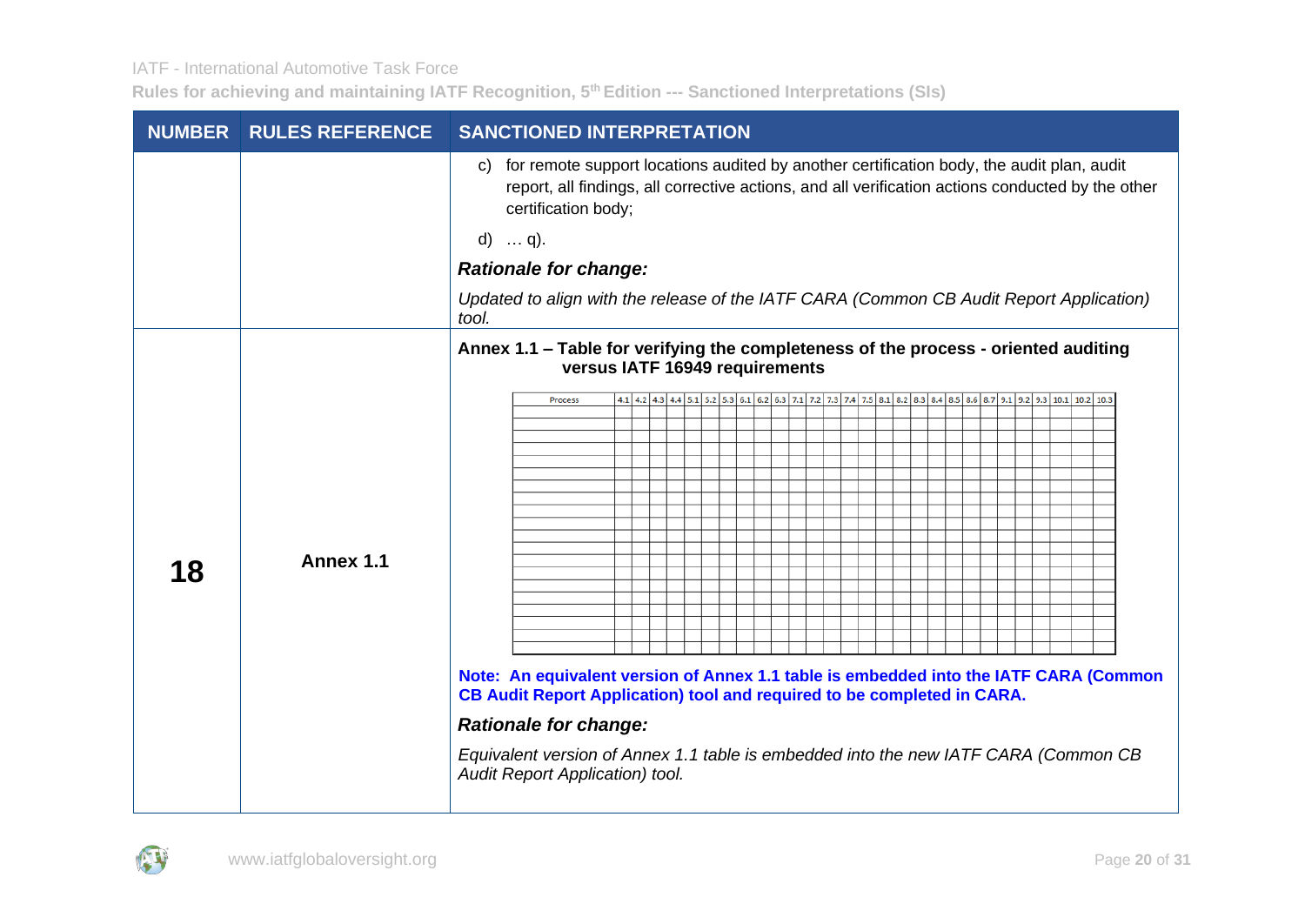| NUMBER | RULES REFERENCE | SANCTIONED INTERPRETATION |
|---|---|---|
| | | c) for remote support locations audited by another certification body, the audit plan, audit report, all findings, all corrective actions, and all verification actions conducted by the other certification body;<br><br>d) … q).<br><br>***Rationale for change:***<br><br>*Updated to align with the release of the IATF CARA (Common CB Audit Report Application) tool.* |
| **18** | **Annex 1.1** | **Annex 1.1 – Table for verifying the completeness of the process - oriented auditing versus IATF 16949 requirements**<br><br>[Table with columns: Process, 4.1, 4.2, 4.3, 4.4, 5.1, 5.2, 5.3, 6.1, 6.2, 6.3, 7.1, 7.2, 7.3, 7.4, 7.5, 8.1, 8.2, 8.3, 8.4, 8.5, 8.6, 8.7, 9.1, 9.2, 9.3, 10.1, 10.2, 10.3 — all rows empty]<br><br>**Note: An equivalent version of Annex 1.1 table is embedded into the IATF CARA (Common CB Audit Report Application) tool and required to be completed in CARA.**<br><br>***Rationale for change:***<br><br>*Equivalent version of Annex 1.1 table is embedded into the new IATF CARA (Common CB Audit Report Application) tool.* |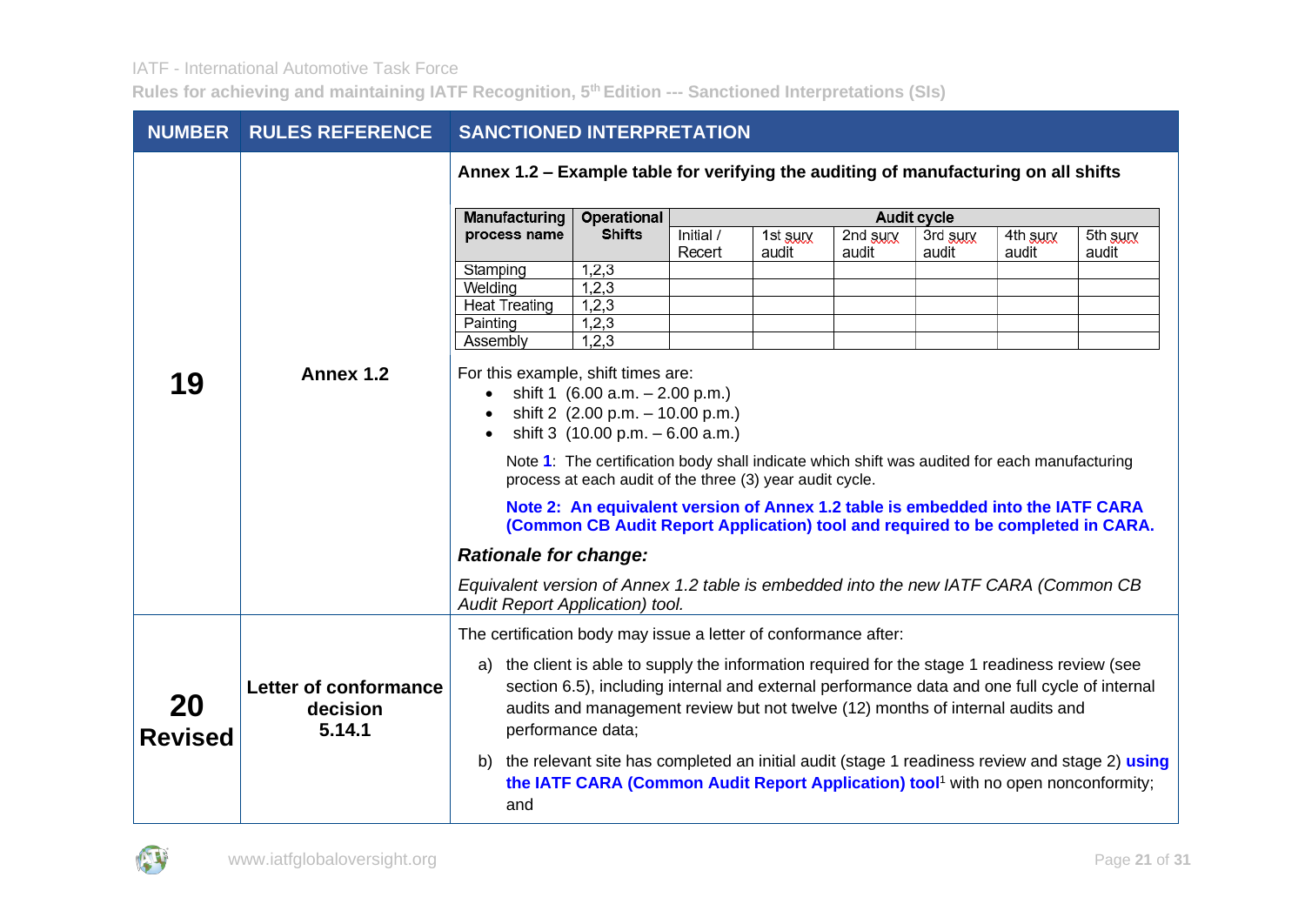| NUMBER | RULES REFERENCE | SANCTIONED INTERPRETATION |
|---|---|---|
| **19** | **Annex 1.2** | **Annex 1.2 – Example table for verifying the auditing of manufacturing on all shifts** (see table below)<br><br>For this example, shift times are:<br>• shift 1 (6.00 a.m. – 2.00 p.m.)<br>• shift 2 (2.00 p.m. – 10.00 p.m.)<br>• shift 3 (10.00 p.m. – 6.00 a.m.)<br><br>Note **1**: The certification body shall indicate which shift was audited for each manufacturing process at each audit of the three (3) year audit cycle.<br><br>**Note 2: An equivalent version of Annex 1.2 table is embedded into the IATF CARA (Common CB Audit Report Application) tool and required to be completed in CARA.**<br><br>***Rationale for change:***<br><br>*Equivalent version of Annex 1.2 table is embedded into the new IATF CARA (Common CB Audit Report Application) tool.* |
| **20 Revised** | **Letter of conformance decision 5.14.1** | The certification body may issue a letter of conformance after:<br><br>a) the client is able to supply the information required for the stage 1 readiness review (see section 6.5), including internal and external performance data and one full cycle of internal audits and management review but not twelve (12) months of internal audits and performance data;<br><br>b) the relevant site has completed an initial audit (stage 1 readiness review and stage 2) **using the IATF CARA (Common Audit Report Application) tool**[1] with no open nonconformity; and |

| Manufacturing process name | Operational Shifts | Audit cycle | | | | | |
|---|---|---|---|---|---|---|---|
| | | Initial / Recert | 1st surv audit | 2nd surv audit | 3rd surv audit | 4th surv audit | 5th surv audit |
| Stamping | 1,2,3 | | | | | | |
| Welding | 1,2,3 | | | | | | |
| Heat Treating | 1,2,3 | | | | | | |
| Painting | 1,2,3 | | | | | | |
| Assembly | 1,2,3 | | | | | | |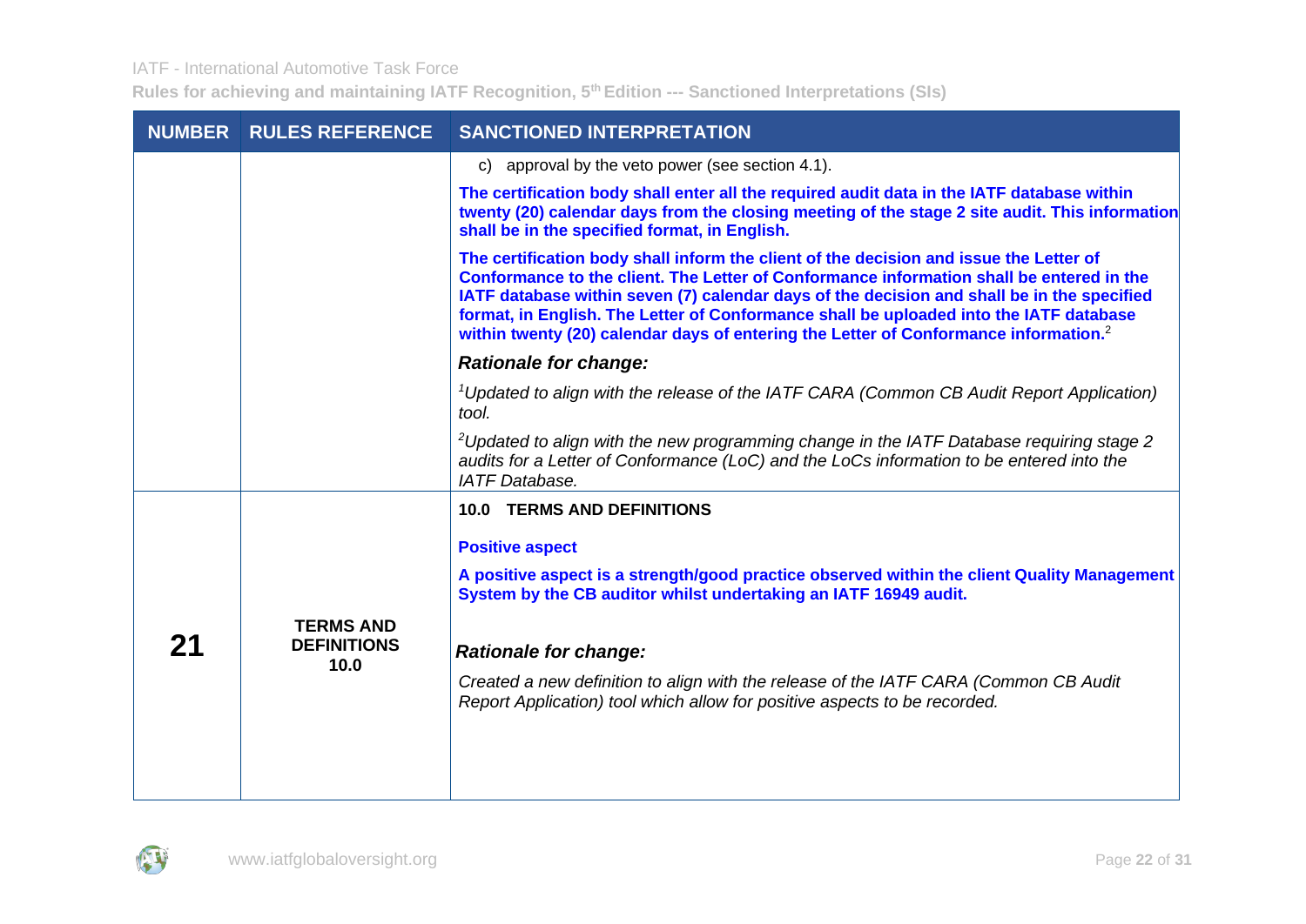| NUMBER | RULES REFERENCE | SANCTIONED INTERPRETATION |
|---|---|---|
| | | c) approval by the veto power (see section 4.1).<br><br>**The certification body shall enter all the required audit data in the IATF database within twenty (20) calendar days from the closing meeting of the stage 2 site audit. This information shall be in the specified format, in English.**<br><br>**The certification body shall inform the client of the decision and issue the Letter of Conformance to the client. The Letter of Conformance information shall be entered in the IATF database within seven (7) calendar days of the decision and shall be in the specified format, in English. The Letter of Conformance shall be uploaded into the IATF database within twenty (20) calendar days of entering the Letter of Conformance information.**[2]<br><br>***Rationale for change:***<br><br>[1]*Updated to align with the release of the IATF CARA (Common CB Audit Report Application) tool.*<br><br>[2]*Updated to align with the new programming change in the IATF Database requiring stage 2 audits for a Letter of Conformance (LoC) and the LoCs information to be entered into the IATF Database.* |
| **21** | **TERMS AND DEFINITIONS 10.0** | **10.0 TERMS AND DEFINITIONS**<br><br>**Positive aspect**<br><br>**A positive aspect is a strength/good practice observed within the client Quality Management System by the CB auditor whilst undertaking an IATF 16949 audit.**<br><br>***Rationale for change:***<br><br>*Created a new definition to align with the release of the IATF CARA (Common CB Audit Report Application) tool which allow for positive aspects to be recorded.* |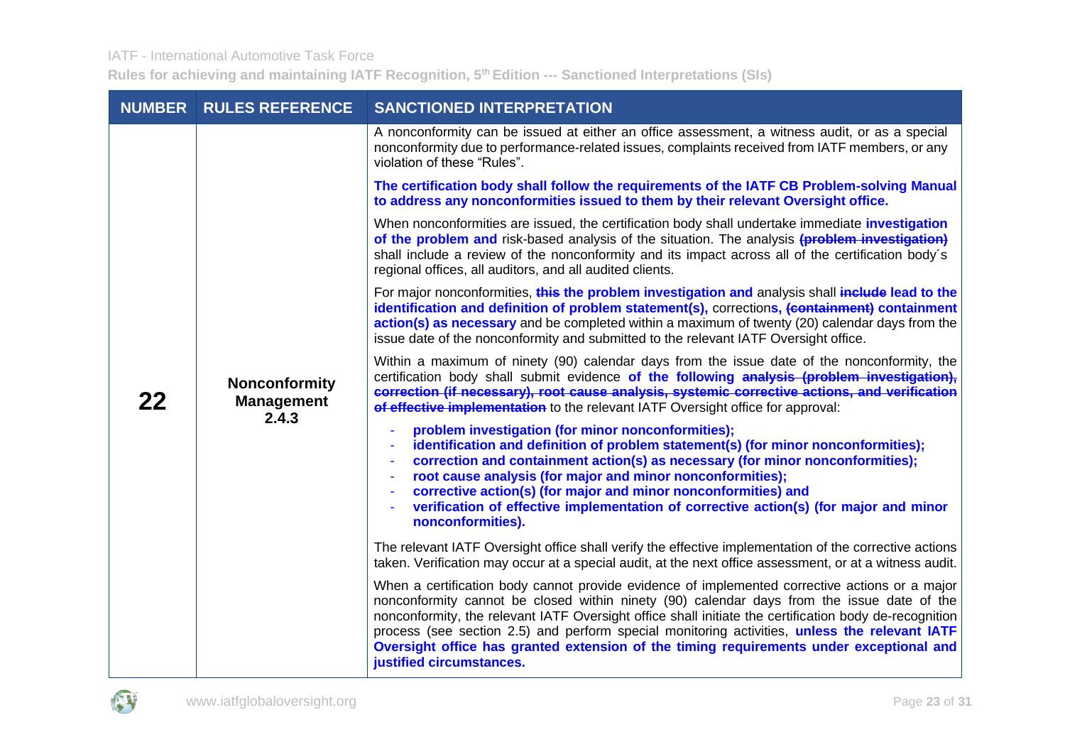| NUMBER | RULES REFERENCE | SANCTIONED INTERPRETATION |
|---|---|---|
| **22** | **Nonconformity Management 2.4.3** | A nonconformity can be issued at either an office assessment, a witness audit, or as a special nonconformity due to performance-related issues, complaints received from IATF members, or any violation of these "Rules".<br><br>**The certification body shall follow the requirements of the IATF CB Problem-solving Manual to address any nonconformities issued to them by their relevant Oversight office.**<br><br>When nonconformities are issued, the certification body shall undertake immediate **investigation of the problem and** risk-based analysis of the situation. The analysis ~~(problem investigation)~~ shall include a review of the nonconformity and its impact across all of the certification body´s regional offices, all auditors, and all audited clients.<br><br>For major nonconformities, ~~this~~ **the problem investigation and** analysis shall ~~include~~ **lead to the identification and definition of problem statement(s),** correction**s, ~~(containment)~~ containment action(s) as necessary** and be completed within a maximum of twenty (20) calendar days from the issue date of the nonconformity and submitted to the relevant IATF Oversight office.<br><br>Within a maximum of ninety (90) calendar days from the issue date of the nonconformity, the certification body shall submit evidence **of the following** ~~analysis (problem investigation), correction (if necessary), root cause analysis, systemic corrective actions, and verification of effective implementation~~ to the relevant IATF Oversight office for approval:<br><br>- **problem investigation (for minor nonconformities);**<br>- **identification and definition of problem statement(s) (for minor nonconformities);**<br>- **correction and containment action(s) as necessary (for minor nonconformities);**<br>- **root cause analysis (for major and minor nonconformities);**<br>- **corrective action(s) (for major and minor nonconformities) and**<br>- **verification of effective implementation of corrective action(s) (for major and minor nonconformities).**<br><br>The relevant IATF Oversight office shall verify the effective implementation of the corrective actions taken. Verification may occur at a special audit, at the next office assessment, or at a witness audit.<br><br>When a certification body cannot provide evidence of implemented corrective actions or a major nonconformity cannot be closed within ninety (90) calendar days from the issue date of the nonconformity, the relevant IATF Oversight office shall initiate the certification body de-recognition process (see section 2.5) and perform special monitoring activities, **unless the relevant IATF Oversight office has granted extension of the timing requirements under exceptional and justified circumstances.** |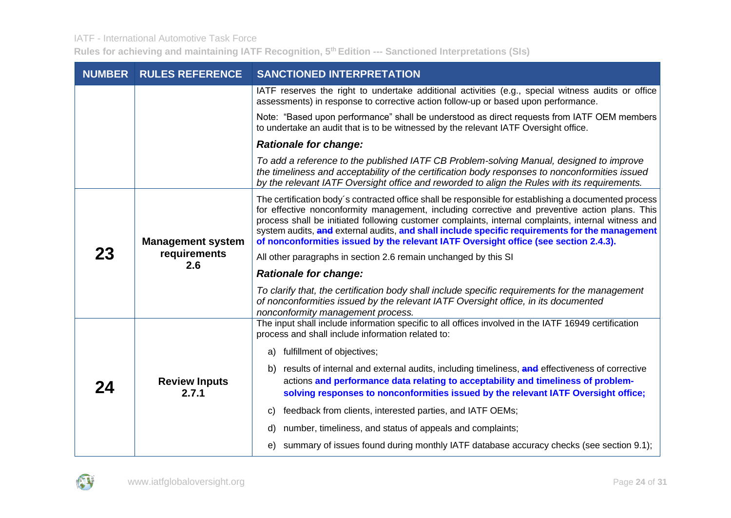| NUMBER | RULES REFERENCE | SANCTIONED INTERPRETATION |
|---|---|---|
| | | IATF reserves the right to undertake additional activities (e.g., special witness audits or office assessments) in response to corrective action follow-up or based upon performance.<br><br>Note: "Based upon performance" shall be understood as direct requests from IATF OEM members to undertake an audit that is to be witnessed by the relevant IATF Oversight office.<br><br>***Rationale for change:***<br><br>*To add a reference to the published IATF CB Problem-solving Manual, designed to improve the timeliness and acceptability of the certification body responses to nonconformities issued by the relevant IATF Oversight office and reworded to align the Rules with its requirements.* |
| **23** | **Management system requirements 2.6** | The certification body´s contracted office shall be responsible for establishing a documented process for effective nonconformity management, including corrective and preventive action plans. This process shall be initiated following customer complaints, internal complaints, internal witness and system audits, ~~and~~ external audits, **and shall include specific requirements for the management of nonconformities issued by the relevant IATF Oversight office (see section 2.4.3).**<br><br>All other paragraphs in section 2.6 remain unchanged by this SI<br><br>***Rationale for change:***<br><br>*To clarify that, the certification body shall include specific requirements for the management of nonconformities issued by the relevant IATF Oversight office, in its documented nonconformity management process.* |
| **24** | **Review Inputs 2.7.1** | The input shall include information specific to all offices involved in the IATF 16949 certification process and shall include information related to:<br><br>a) fulfillment of objectives;<br><br>b) results of internal and external audits, including timeliness, ~~and~~ effectiveness of corrective actions **and performance data relating to acceptability and timeliness of problem-solving responses to nonconformities issued by the relevant IATF Oversight office;**<br><br>c) feedback from clients, interested parties, and IATF OEMs;<br><br>d) number, timeliness, and status of appeals and complaints;<br><br>e) summary of issues found during monthly IATF database accuracy checks (see section 9.1); |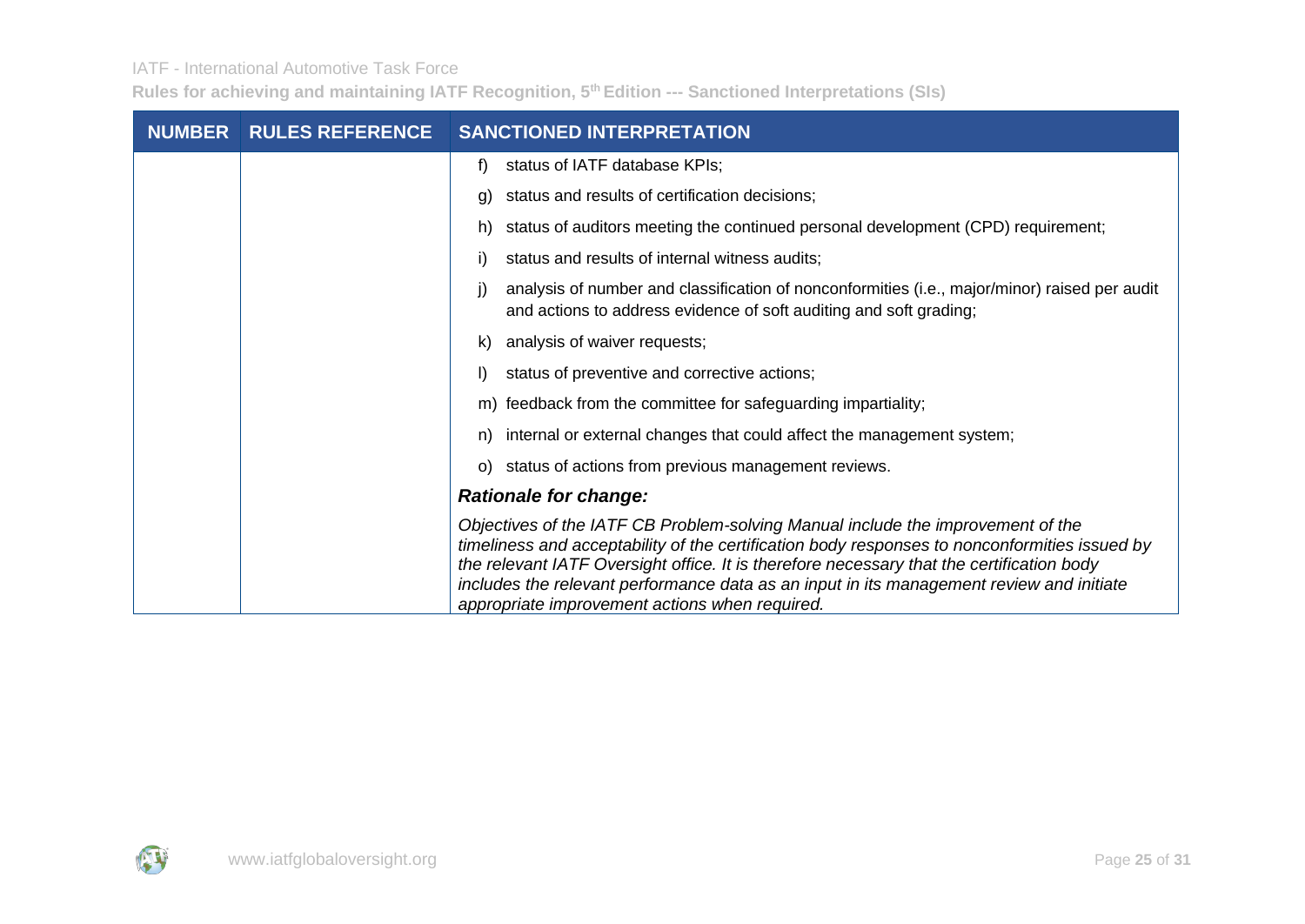| NUMBER | RULES REFERENCE | SANCTIONED INTERPRETATION |
|---|---|---|
| | | f) status of IATF database KPIs;<br>g) status and results of certification decisions;<br>h) status of auditors meeting the continued personal development (CPD) requirement;<br>i) status and results of internal witness audits;<br>j) analysis of number and classification of nonconformities (i.e., major/minor) raised per audit and actions to address evidence of soft auditing and soft grading;<br>k) analysis of waiver requests;<br>l) status of preventive and corrective actions;<br>m) feedback from the committee for safeguarding impartiality;<br>n) internal or external changes that could affect the management system;<br>o) status of actions from previous management reviews.<br>***Rationale for change:***<br>*Objectives of the IATF CB Problem-solving Manual include the improvement of the timeliness and acceptability of the certification body responses to nonconformities issued by the relevant IATF Oversight office. It is therefore necessary that the certification body includes the relevant performance data as an input in its management review and initiate appropriate improvement actions when required.* |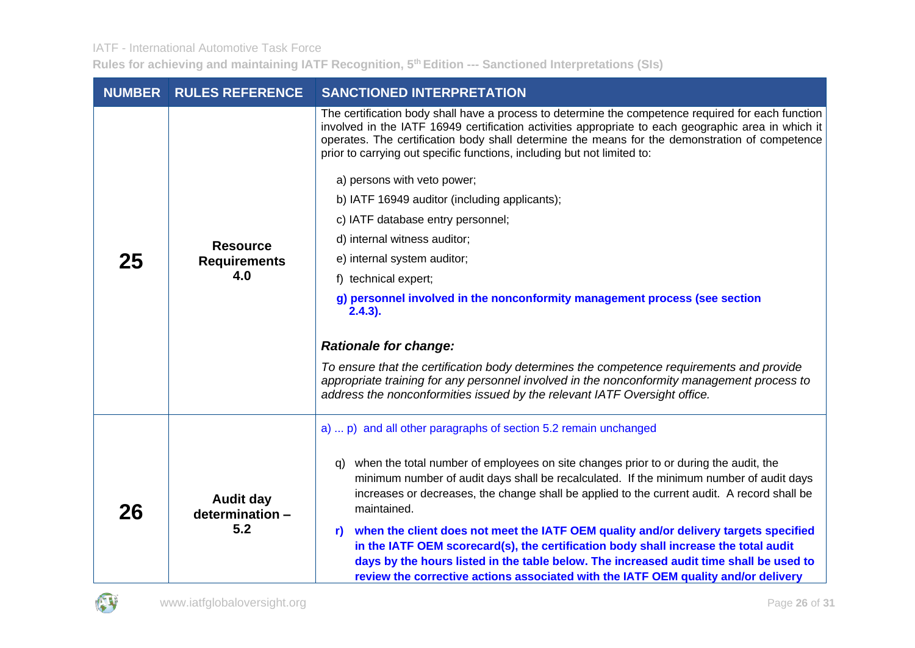| NUMBER | RULES REFERENCE | SANCTIONED INTERPRETATION |
|---|---|---|
| **25** | **Resource Requirements 4.0** | The certification body shall have a process to determine the competence required for each function involved in the IATF 16949 certification activities appropriate to each geographic area in which it operates. The certification body shall determine the means for the demonstration of competence prior to carrying out specific functions, including but not limited to:<br><br>a) persons with veto power;<br>b) IATF 16949 auditor (including applicants);<br>c) IATF database entry personnel;<br>d) internal witness auditor;<br>e) internal system auditor;<br>f) technical expert;<br>**g) personnel involved in the nonconformity management process (see section 2.4.3).**<br><br>***Rationale for change:***<br><br>*To ensure that the certification body determines the competence requirements and provide appropriate training for any personnel involved in the nonconformity management process to address the nonconformities issued by the relevant IATF Oversight office.* |
| **26** | **Audit day determination – 5.2** | a) ... p) and all other paragraphs of section 5.2 remain unchanged<br><br>q) when the total number of employees on site changes prior to or during the audit, the minimum number of audit days shall be recalculated. If the minimum number of audit days increases or decreases, the change shall be applied to the current audit. A record shall be maintained.<br><br>**r) when the client does not meet the IATF OEM quality and/or delivery targets specified in the IATF OEM scorecard(s), the certification body shall increase the total audit days by the hours listed in the table below. The increased audit time shall be used to review the corrective actions associated with the IATF OEM quality and/or delivery** |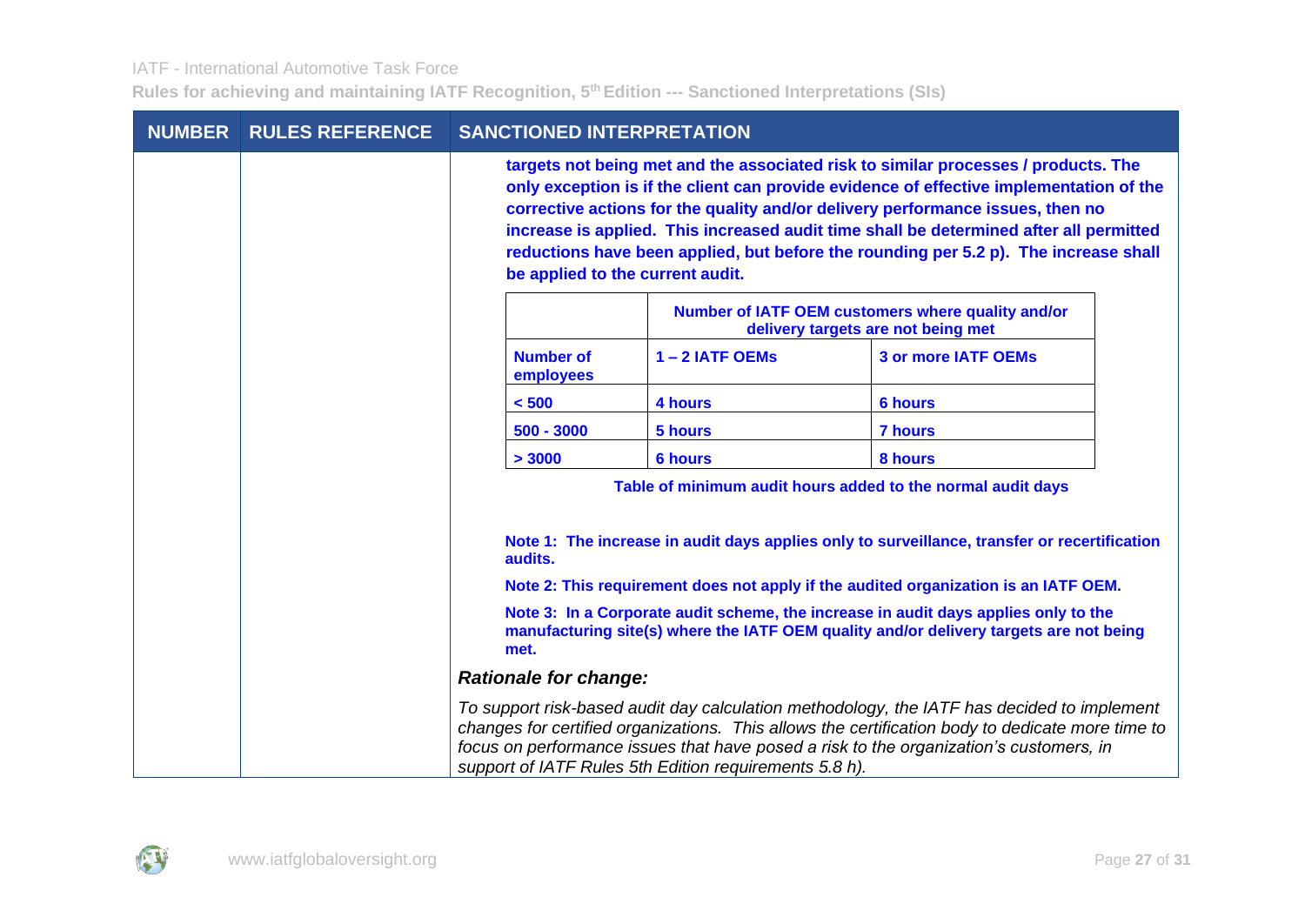| NUMBER | RULES REFERENCE | SANCTIONED INTERPRETATION |
| --- | --- | --- |

**targets not being met and the associated risk to similar processes / products. The only exception is if the client can provide evidence of effective implementation of the corrective actions for the quality and/or delivery performance issues, then no increase is applied. This increased audit time shall be determined after all permitted reductions have been applied, but before the rounding per 5.2 p). The increase shall be applied to the current audit.**

| | Number of IATF OEM customers where quality and/or delivery targets are not being met | |
| --- | --- | --- |
| **Number of employees** | **1 – 2 IATF OEMs** | **3 or more IATF OEMs** |
| **< 500** | **4 hours** | **6 hours** |
| **500 - 3000** | **5 hours** | **7 hours** |
| **> 3000** | **6 hours** | **8 hours** |

**Table of minimum audit hours added to the normal audit days**

**Note 1: The increase in audit days applies only to surveillance, transfer or recertification audits.**

**Note 2: This requirement does not apply if the audited organization is an IATF OEM.**

**Note 3: In a Corporate audit scheme, the increase in audit days applies only to the manufacturing site(s) where the IATF OEM quality and/or delivery targets are not being met.**

***Rationale for change:***

*To support risk-based audit day calculation methodology, the IATF has decided to implement changes for certified organizations. This allows the certification body to dedicate more time to focus on performance issues that have posed a risk to the organization's customers, in support of IATF Rules 5th Edition requirements 5.8 h).*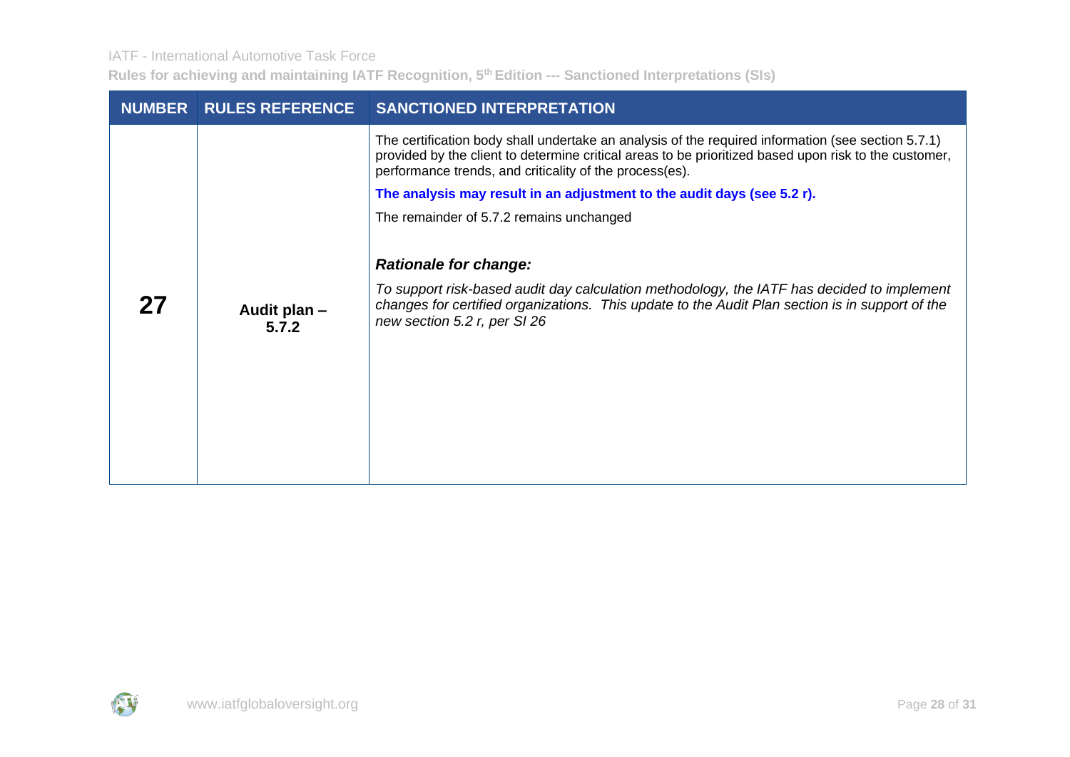| NUMBER | RULES REFERENCE | SANCTIONED INTERPRETATION |
| --- | --- | --- |
| **27** | **Audit plan – 5.7.2** | The certification body shall undertake an analysis of the required information (see section 5.7.1) provided by the client to determine critical areas to be prioritized based upon risk to the customer, performance trends, and criticality of the process(es).<br><br>**The analysis may result in an adjustment to the audit days (see 5.2 r).**<br><br>The remainder of 5.7.2 remains unchanged<br><br>***Rationale for change:***<br><br>*To support risk-based audit day calculation methodology, the IATF has decided to implement changes for certified organizations. This update to the Audit Plan section is in support of the new section 5.2 r, per SI 26* |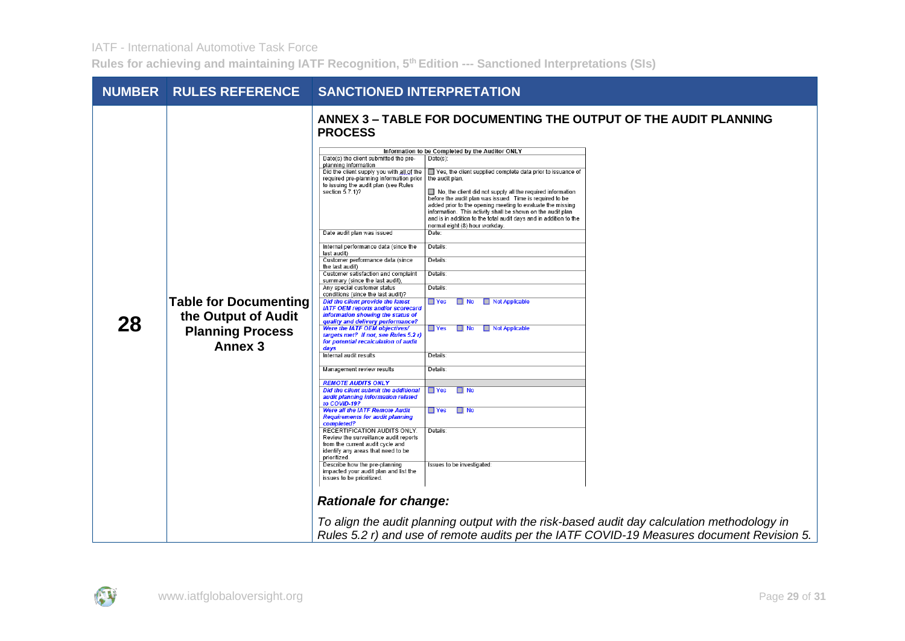| NUMBER | RULES REFERENCE | SANCTIONED INTERPRETATION |
|---|---|---|
| 28 | **Table for Documenting the Output of Audit Planning Process Annex 3** | **ANNEX 3 – TABLE FOR DOCUMENTING THE OUTPUT OF THE AUDIT PLANNING PROCESS** (see table below) |

| Information to be Completed by the Auditor ONLY | |
|---|---|
| Date(s) the client submitted the pre-planning information | Date(s): |
| Did the client supply you with all of the required pre-planning information prior to issuing the audit plan (see Rules section 5.7.1)? | ☐ Yes, the client supplied complete data prior to issuance of the audit plan. ☐ No, the client did not supply all the required information before the audit plan was issued. Time is required to be added prior to the opening meeting to evaluate the missing information. This activity shall be shown on the audit plan and is in addition to the total audit days and in addition to the normal eight (8) hour workday. |
| Date audit plan was issued | Date: |
| Internal performance data (since the last audit) | Details: |
| Customer performance data (since the last audit) | Details: |
| Customer satisfaction and complaint summary (since the last audit), | Details: |
| Any special customer status conditions (since the last audit)? | Details: |
| ***Did the client provide the latest IATF OEM reports and/or scorecard information showing the status of quality and delivery performance?*** | ☐ Yes ☐ No ☐ Not Applicable |
| ***Were the IATF OEM objectives/ targets met? If not, see Rules 5.2 r) for potential recalculation of audit days*** | ☐ Yes ☐ No ☐ Not Applicable |
| Internal audit results | Details: |
| Management review results | Details: |
| ***REMOTE AUDITS ONLY*** | |
| ***Did the client submit the additional audit planning information related to COVID-19?*** | ☐ Yes ☐ No |
| ***Were all the IATF Remote Audit Requirements for audit planning completed?*** | ☐ Yes ☐ No |
| RECERTIFICATION AUDITS ONLY. Review the surveillance audit reports from the current audit cycle and identify any areas that need to be prioritized. | Details: |
| Describe how the pre-planning impacted your audit plan and list the issues to be prioritized. | Issues to be investigated: |

***Rationale for change:***

*To align the audit planning output with the risk-based audit day calculation methodology in Rules 5.2 r) and use of remote audits per the IATF COVID-19 Measures document Revision 5.*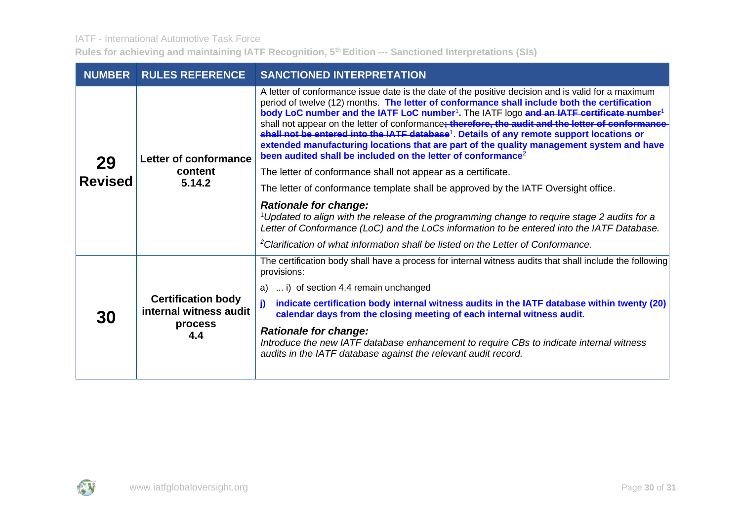| NUMBER | RULES REFERENCE | SANCTIONED INTERPRETATION |
|---|---|---|
| **29 Revised** | **Letter of conformance content 5.14.2** | A letter of conformance issue date is the date of the positive decision and is valid for a maximum period of twelve (12) months. **The letter of conformance shall include both the certification body LoC number and the IATF LoC number**[1]**.** The IATF logo ~~**and an IATF certificate number**~~[1] shall not appear on the letter of conformance~~**; therefore, the audit and the letter of conformance shall not be entered into the IATF database**~~[1]. **Details of any remote support locations or extended manufacturing locations that are part of the quality management system and have been audited shall be included on the letter of conformance**[2]<br><br>The letter of conformance shall not appear as a certificate.<br><br>The letter of conformance template shall be approved by the IATF Oversight office.<br><br>***Rationale for change:***<br>[1]*Updated to align with the release of the programming change to require stage 2 audits for a Letter of Conformance (LoC) and the LoCs information to be entered into the IATF Database.*<br><br>[2]*Clarification of what information shall be listed on the Letter of Conformance.* |
| **30** | **Certification body internal witness audit process 4.4** | The certification body shall have a process for internal witness audits that shall include the following provisions:<br><br>a) ... i) of section 4.4 remain unchanged<br><br>**j) indicate certification body internal witness audits in the IATF database within twenty (20) calendar days from the closing meeting of each internal witness audit.**<br><br>***Rationale for change:***<br>*Introduce the new IATF database enhancement to require CBs to indicate internal witness audits in the IATF database against the relevant audit record.* |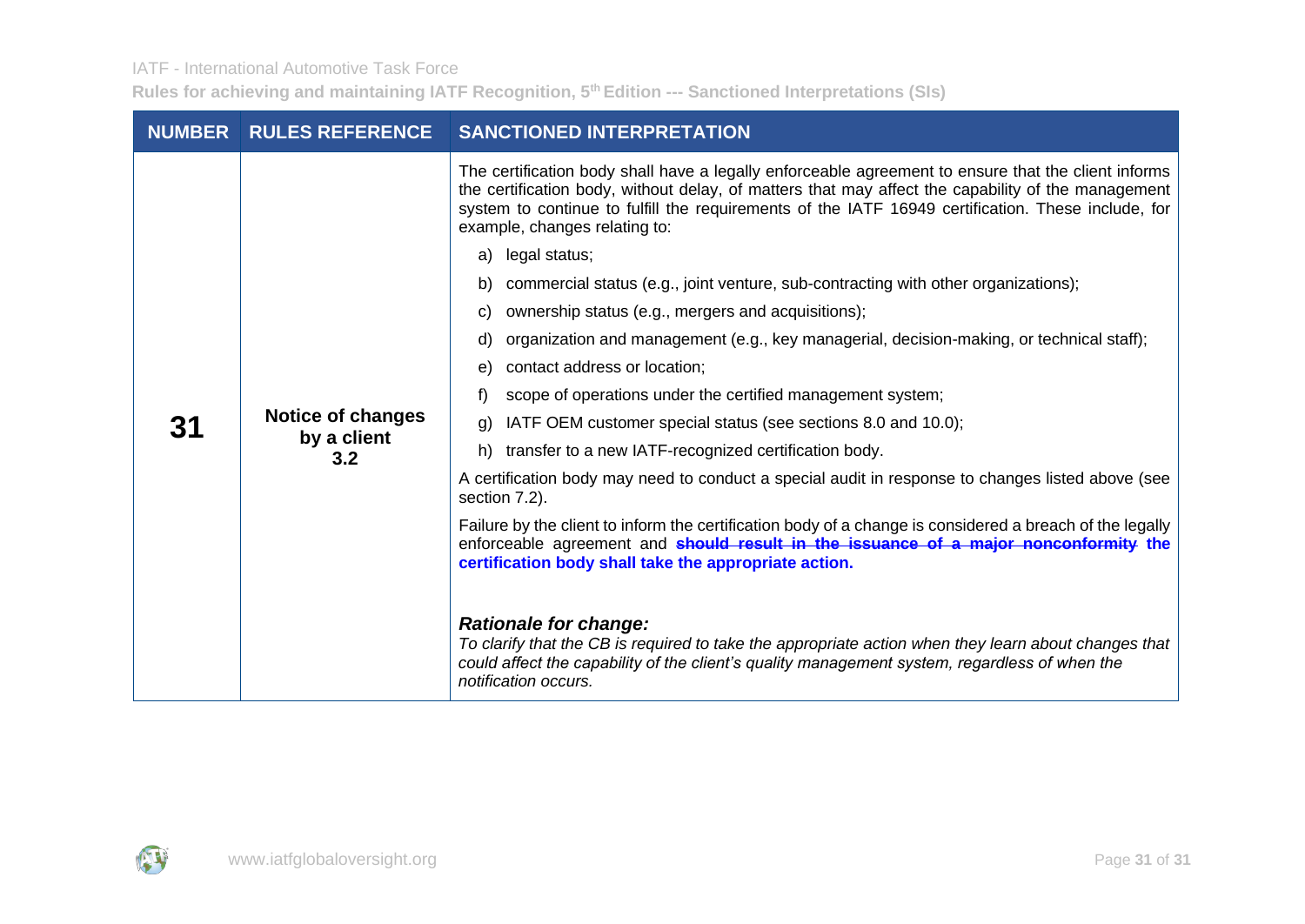| NUMBER | RULES REFERENCE | SANCTIONED INTERPRETATION |
|---|---|---|
| **31** | **Notice of changes by a client 3.2** | The certification body shall have a legally enforceable agreement to ensure that the client informs the certification body, without delay, of matters that may affect the capability of the management system to continue to fulfill the requirements of the IATF 16949 certification. These include, for example, changes relating to:<br>a) legal status;<br>b) commercial status (e.g., joint venture, sub-contracting with other organizations);<br>c) ownership status (e.g., mergers and acquisitions);<br>d) organization and management (e.g., key managerial, decision-making, or technical staff);<br>e) contact address or location;<br>f) scope of operations under the certified management system;<br>g) IATF OEM customer special status (see sections 8.0 and 10.0);<br>h) transfer to a new IATF-recognized certification body.<br>A certification body may need to conduct a special audit in response to changes listed above (see section 7.2).<br>Failure by the client to inform the certification body of a change is considered a breach of the legally enforceable agreement and ~~**should result in the issuance of a major nonconformity**~~ **the certification body shall take the appropriate action.**<br><br>***Rationale for change:***<br>*To clarify that the CB is required to take the appropriate action when they learn about changes that could affect the capability of the client's quality management system, regardless of when the notification occurs.* |